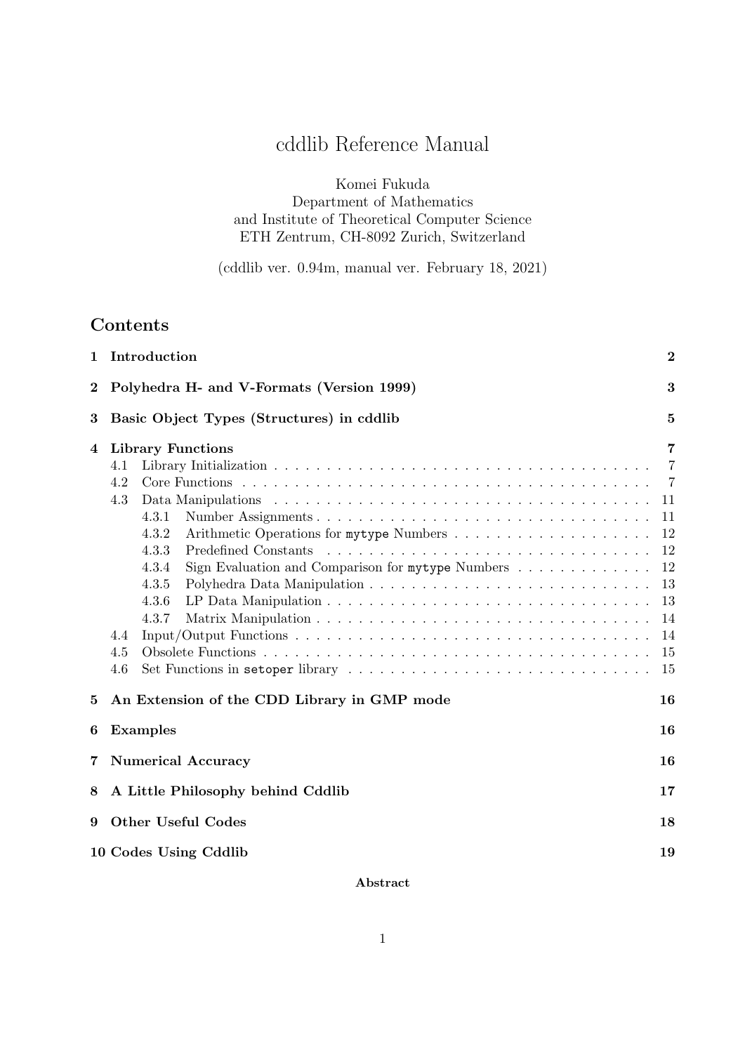# cddlib Reference Manual

Komei Fukuda
Department of Mathematics
and Institute of Theoretical Computer Science
ETH Zentrum, CH-8092 Zurich, Switzerland

(cddlib ver. 0.94m, manual ver. February 18, 2021)

## Contents

- **1 Introduction** — **2**
- **2 Polyhedra H- and V-Formats (Version 1999)** — **3**
- **3 Basic Object Types (Structures) in cddlib** — **5**
- **4 Library Functions** — **7**
  - 4.1 Library Initialization — 7
  - 4.2 Core Functions — 7
  - 4.3 Data Manipulations — 11
    - 4.3.1 Number Assignments — 11
    - 4.3.2 Arithmetic Operations for `mytype` Numbers — 12
    - 4.3.3 Predefined Constants — 12
    - 4.3.4 Sign Evaluation and Comparison for `mytype` Numbers — 12
    - 4.3.5 Polyhedra Data Manipulation — 13
    - 4.3.6 LP Data Manipulation — 13
    - 4.3.7 Matrix Manipulation — 14
  - 4.4 Input/Output Functions — 14
  - 4.5 Obsolete Functions — 15
  - 4.6 Set Functions in `setoper` library — 15
- **5 An Extension of the CDD Library in GMP mode** — **16**
- **6 Examples** — **16**
- **7 Numerical Accuracy** — **16**
- **8 A Little Philosophy behind Cddlib** — **17**
- **9 Other Useful Codes** — **18**
- **10 Codes Using Cddlib** — **19**

**Abstract**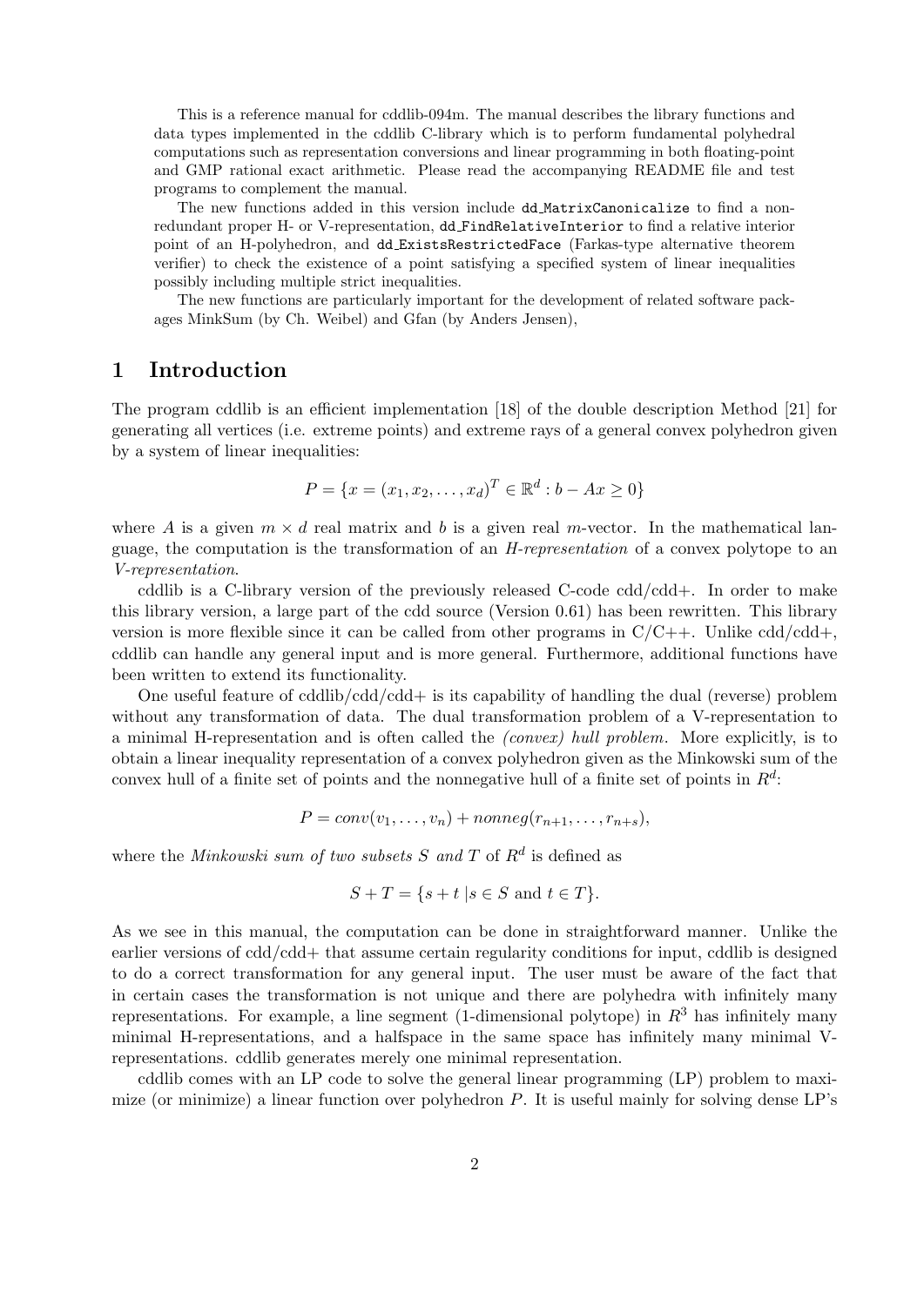This is a reference manual for cddlib-094m. The manual describes the library functions and data types implemented in the cddlib C-library which is to perform fundamental polyhedral computations such as representation conversions and linear programming in both floating-point and GMP rational exact arithmetic. Please read the accompanying README file and test programs to complement the manual.

The new functions added in this version include `dd_MatrixCanonicalize` to find a non-redundant proper H- or V-representation, `dd_FindRelativeInterior` to find a relative interior point of an H-polyhedron, and `dd_ExistsRestrictedFace` (Farkas-type alternative theorem verifier) to check the existence of a point satisfying a specified system of linear inequalities possibly including multiple strict inequalities.

The new functions are particularly important for the development of related software packages MinkSum (by Ch. Weibel) and Gfan (by Anders Jensen),

# 1 Introduction

The program cddlib is an efficient implementation [18] of the double description Method [21] for generating all vertices (i.e. extreme points) and extreme rays of a general convex polyhedron given by a system of linear inequalities:

$$P = \{x = (x_1, x_2, \ldots, x_d)^T \in \mathbb{R}^d : b - Ax \geq 0\}$$

where $A$ is a given $m \times d$ real matrix and $b$ is a given real $m$-vector. In the mathematical language, the computation is the transformation of an *H-representation* of a convex polytope to an *V-representation*.

cddlib is a C-library version of the previously released C-code cdd/cdd+. In order to make this library version, a large part of the cdd source (Version 0.61) has been rewritten. This library version is more flexible since it can be called from other programs in C/C++. Unlike cdd/cdd+, cddlib can handle any general input and is more general. Furthermore, additional functions have been written to extend its functionality.

One useful feature of cddlib/cdd/cdd+ is its capability of handling the dual (reverse) problem without any transformation of data. The dual transformation problem of a V-representation to a minimal H-representation and is often called the *(convex) hull problem*. More explicitly, is to obtain a linear inequality representation of a convex polyhedron given as the Minkowski sum of the convex hull of a finite set of points and the nonnegative hull of a finite set of points in $R^d$:

$$P = conv(v_1, \ldots, v_n) + nonneg(r_{n+1}, \ldots, r_{n+s}),$$

where the *Minkowski sum of two subsets $S$ and $T$* of $R^d$ is defined as

$$S + T = \{s + t \,| s \in S \text{ and } t \in T\}.$$

As we see in this manual, the computation can be done in straightforward manner. Unlike the earlier versions of cdd/cdd+ that assume certain regularity conditions for input, cddlib is designed to do a correct transformation for any general input. The user must be aware of the fact that in certain cases the transformation is not unique and there are polyhedra with infinitely many representations. For example, a line segment (1-dimensional polytope) in $R^3$ has infinitely many minimal H-representations, and a halfspace in the same space has infinitely many minimal V-representations. cddlib generates merely one minimal representation.

cddlib comes with an LP code to solve the general linear programming (LP) problem to maximize (or minimize) a linear function over polyhedron $P$. It is useful mainly for solving dense LP's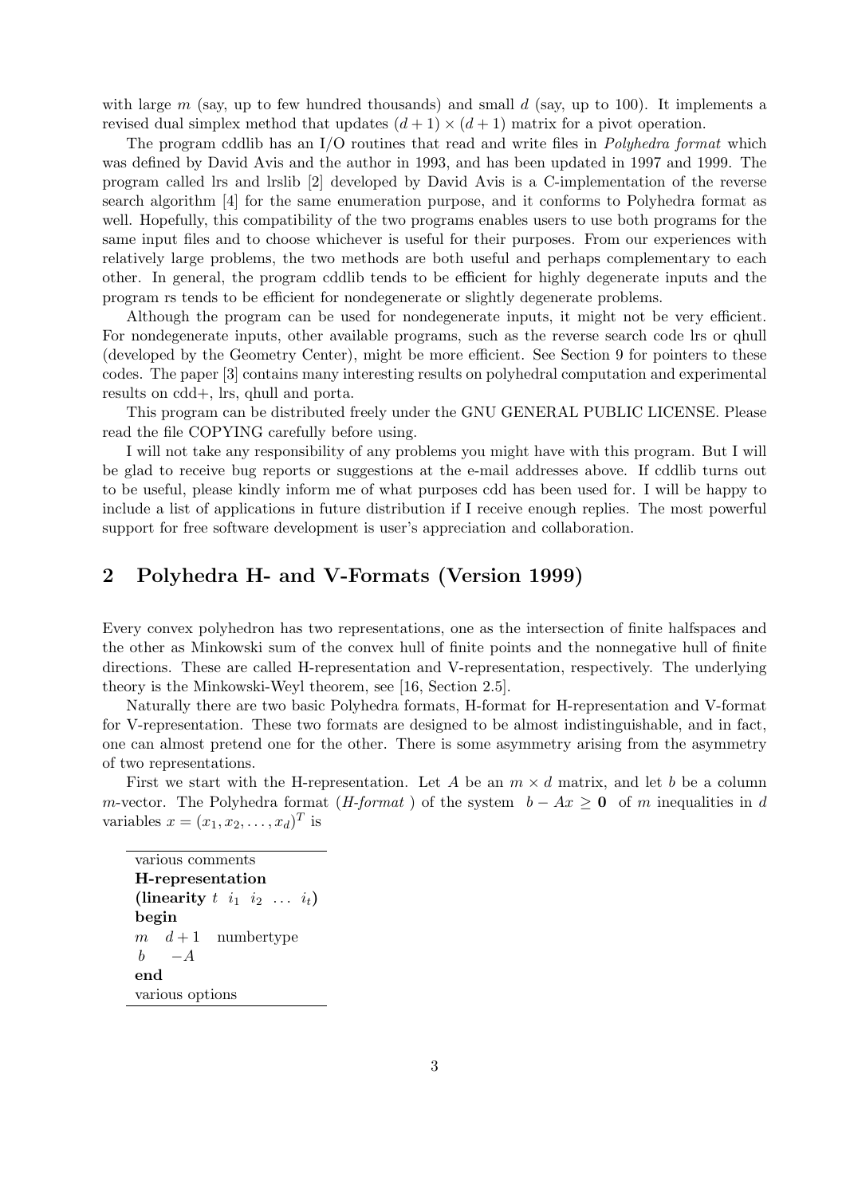with large $m$ (say, up to few hundred thousands) and small $d$ (say, up to 100). It implements a revised dual simplex method that updates $(d+1) \times (d+1)$ matrix for a pivot operation.

The program cddlib has an I/O routines that read and write files in *Polyhedra format* which was defined by David Avis and the author in 1993, and has been updated in 1997 and 1999. The program called lrs and lrslib [2] developed by David Avis is a C-implementation of the reverse search algorithm [4] for the same enumeration purpose, and it conforms to Polyhedra format as well. Hopefully, this compatibility of the two programs enables users to use both programs for the same input files and to choose whichever is useful for their purposes. From our experiences with relatively large problems, the two methods are both useful and perhaps complementary to each other. In general, the program cddlib tends to be efficient for highly degenerate inputs and the program rs tends to be efficient for nondegenerate or slightly degenerate problems.

Although the program can be used for nondegenerate inputs, it might not be very efficient. For nondegenerate inputs, other available programs, such as the reverse search code lrs or qhull (developed by the Geometry Center), might be more efficient. See Section 9 for pointers to these codes. The paper [3] contains many interesting results on polyhedral computation and experimental results on cdd+, lrs, qhull and porta.

This program can be distributed freely under the GNU GENERAL PUBLIC LICENSE. Please read the file COPYING carefully before using.

I will not take any responsibility of any problems you might have with this program. But I will be glad to receive bug reports or suggestions at the e-mail addresses above. If cddlib turns out to be useful, please kindly inform me of what purposes cdd has been used for. I will be happy to include a list of applications in future distribution if I receive enough replies. The most powerful support for free software development is user's appreciation and collaboration.

## 2 Polyhedra H- and V-Formats (Version 1999)

Every convex polyhedron has two representations, one as the intersection of finite halfspaces and the other as Minkowski sum of the convex hull of finite points and the nonnegative hull of finite directions. These are called H-representation and V-representation, respectively. The underlying theory is the Minkowski-Weyl theorem, see [16, Section 2.5].

Naturally there are two basic Polyhedra formats, H-format for H-representation and V-format for V-representation. These two formats are designed to be almost indistinguishable, and in fact, one can almost pretend one for the other. There is some asymmetry arising from the asymmetry of two representations.

First we start with the H-representation. Let $A$ be an $m \times d$ matrix, and let $b$ be a column $m$-vector. The Polyhedra format (*H-format*) of the system $b - Ax \geq \mathbf{0}$ of $m$ inequalities in $d$ variables $x = (x_1, x_2, \ldots, x_d)^T$ is

various comments
**H-representation**
(**linearity** $t$ $i_1$ $i_2$ $\ldots$ $i_t$)
**begin**
$m$ $d+1$ numbertype
$b$ $-A$
**end**
various options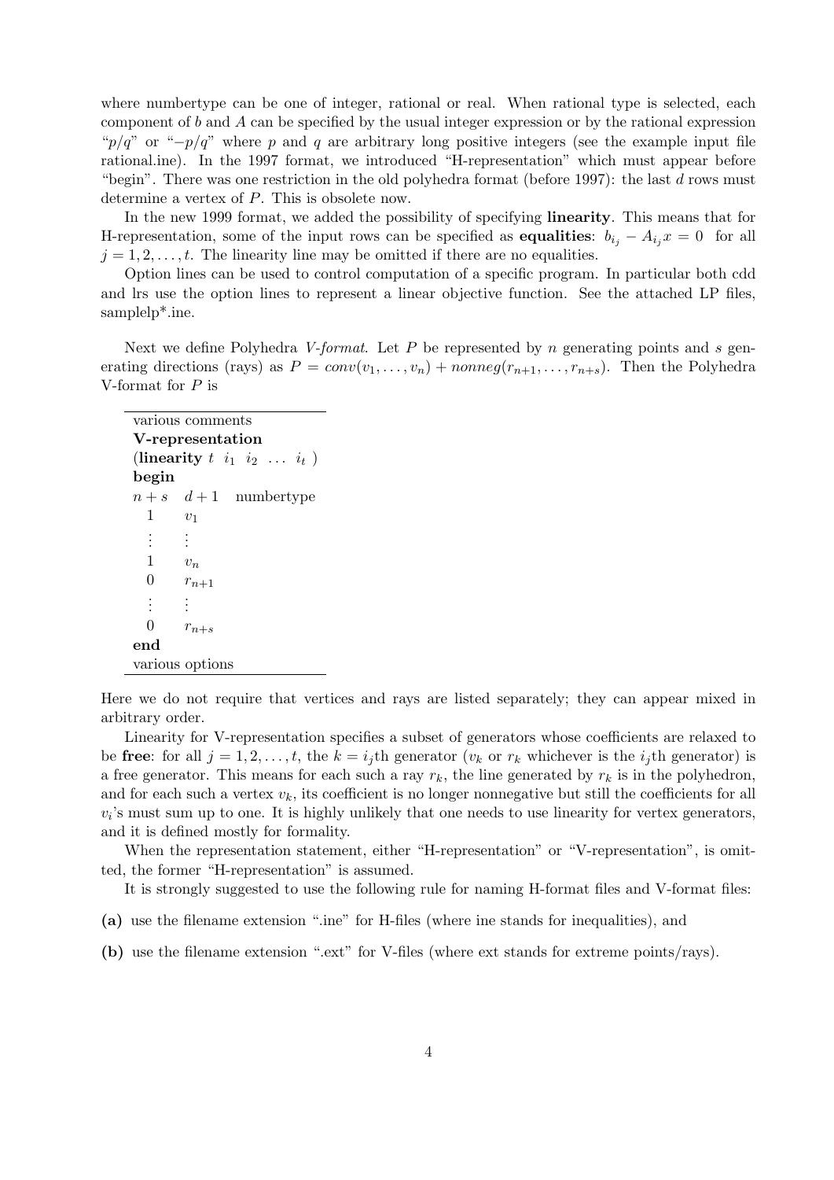where numbertype can be one of integer, rational or real. When rational type is selected, each component of $b$ and $A$ can be specified by the usual integer expression or by the rational expression "$p/q$" or "$-p/q$" where $p$ and $q$ are arbitrary long positive integers (see the example input file rational.ine). In the 1997 format, we introduced "H-representation" which must appear before "begin". There was one restriction in the old polyhedra format (before 1997): the last $d$ rows must determine a vertex of $P$. This is obsolete now.

In the new 1999 format, we added the possibility of specifying **linearity**. This means that for H-representation, some of the input rows can be specified as **equalities**: $b_{i_j} - A_{i_j}x = 0$ for all $j = 1, 2, \ldots, t$. The linearity line may be omitted if there are no equalities.

Option lines can be used to control computation of a specific program. In particular both cdd and lrs use the option lines to represent a linear objective function. See the attached LP files, samplelp*.ine.

Next we define Polyhedra *V-format*. Let $P$ be represented by $n$ generating points and $s$ generating directions (rays) as $P = conv(v_1, \ldots, v_n) + nonneg(r_{n+1}, \ldots, r_{n+s})$. Then the Polyhedra V-format for $P$ is

```
various comments
V-representation
(linearity t  i_1  i_2  ...  i_t )
begin
n+s   d+1   numbertype
 1    v_1
 :     :
 1    v_n
 0    r_{n+1}
 :     :
 0    r_{n+s}
end
various options
```

Here we do not require that vertices and rays are listed separately; they can appear mixed in arbitrary order.

Linearity for V-representation specifies a subset of generators whose coefficients are relaxed to be **free**: for all $j = 1, 2, \ldots, t$, the $k = i_j$th generator ($v_k$ or $r_k$ whichever is the $i_j$th generator) is a free generator. This means for each such a ray $r_k$, the line generated by $r_k$ is in the polyhedron, and for each such a vertex $v_k$, its coefficient is no longer nonnegative but still the coefficients for all $v_i$'s must sum up to one. It is highly unlikely that one needs to use linearity for vertex generators, and it is defined mostly for formality.

When the representation statement, either "H-representation" or "V-representation", is omitted, the former "H-representation" is assumed.

It is strongly suggested to use the following rule for naming H-format files and V-format files:

**(a)** use the filename extension ".ine" for H-files (where ine stands for inequalities), and

**(b)** use the filename extension ".ext" for V-files (where ext stands for extreme points/rays).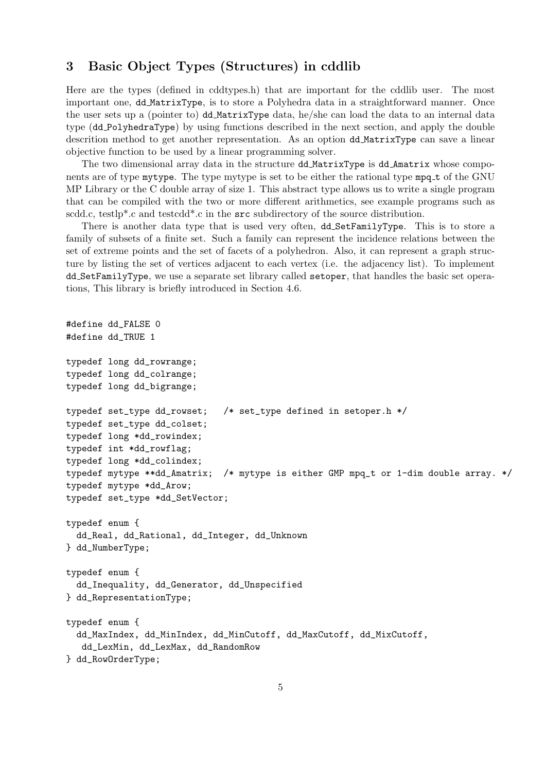## 3 Basic Object Types (Structures) in cddlib

Here are the types (defined in cddtypes.h) that are important for the cddlib user. The most important one, `dd_MatrixType`, is to store a Polyhedra data in a straightforward manner. Once the user sets up a (pointer to) `dd_MatrixType` data, he/she can load the data to an internal data type (`dd_PolyhedraType`) by using functions described in the next section, and apply the double descrition method to get another representation. As an option `dd_MatrixType` can save a linear objective function to be used by a linear programming solver.

The two dimensional array data in the structure `dd_MatrixType` is `dd_Amatrix` whose components are of type `mytype`. The type mytype is set to be either the rational type `mpq_t` of the GNU MP Library or the C double array of size 1. This abstract type allows us to write a single program that can be compiled with the two or more different arithmetics, see example programs such as scdd.c, testlp*.c and testcdd*.c in the `src` subdirectory of the source distribution.

There is another data type that is used very often, `dd_SetFamilyType`. This is to store a family of subsets of a finite set. Such a family can represent the incidence relations between the set of extreme points and the set of facets of a polyhedron. Also, it can represent a graph structure by listing the set of vertices adjacent to each vertex (i.e. the adjacency list). To implement `dd_SetFamilyType`, we use a separate set library called `setoper`, that handles the basic set operations, This library is briefly introduced in Section 4.6.

```
#define dd_FALSE 0
#define dd_TRUE 1

typedef long dd_rowrange;
typedef long dd_colrange;
typedef long dd_bigrange;

typedef set_type dd_rowset;   /* set_type defined in setoper.h */
typedef set_type dd_colset;
typedef long *dd_rowindex;
typedef int *dd_rowflag;
typedef long *dd_colindex;
typedef mytype **dd_Amatrix;  /* mytype is either GMP mpq_t or 1-dim double array. */
typedef mytype *dd_Arow;
typedef set_type *dd_SetVector;

typedef enum {
  dd_Real, dd_Rational, dd_Integer, dd_Unknown
} dd_NumberType;

typedef enum {
  dd_Inequality, dd_Generator, dd_Unspecified
} dd_RepresentationType;

typedef enum {
  dd_MaxIndex, dd_MinIndex, dd_MinCutoff, dd_MaxCutoff, dd_MixCutoff,
   dd_LexMin, dd_LexMax, dd_RandomRow
} dd_RowOrderType;
```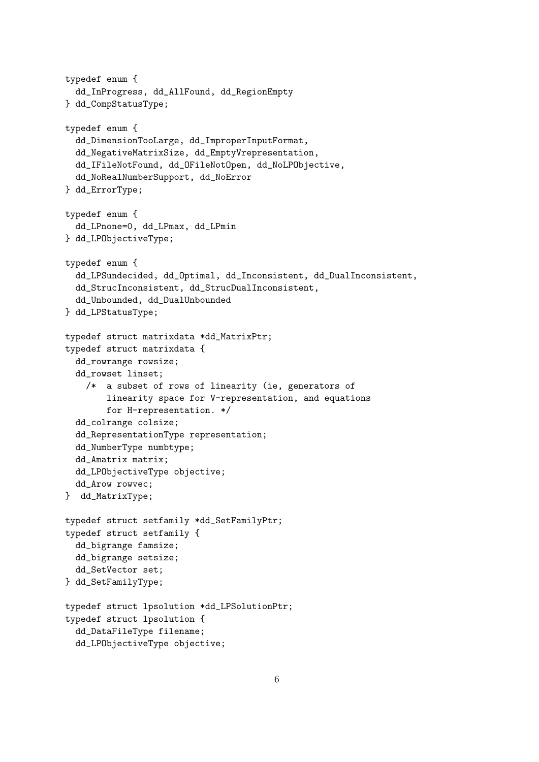```
typedef enum {
  dd_InProgress, dd_AllFound, dd_RegionEmpty
} dd_CompStatusType;

typedef enum {
  dd_DimensionTooLarge, dd_ImproperInputFormat,
  dd_NegativeMatrixSize, dd_EmptyVrepresentation,
  dd_IFileNotFound, dd_OFileNotOpen, dd_NoLPObjective,
  dd_NoRealNumberSupport, dd_NoError
} dd_ErrorType;

typedef enum {
  dd_LPnone=0, dd_LPmax, dd_LPmin
} dd_LPObjectiveType;

typedef enum {
  dd_LPSundecided, dd_Optimal, dd_Inconsistent, dd_DualInconsistent,
  dd_StrucInconsistent, dd_StrucDualInconsistent,
  dd_Unbounded, dd_DualUnbounded
} dd_LPStatusType;

typedef struct matrixdata *dd_MatrixPtr;
typedef struct matrixdata {
  dd_rowrange rowsize;
  dd_rowset linset;
    /*  a subset of rows of linearity (ie, generators of
        linearity space for V-representation, and equations
        for H-representation. */
  dd_colrange colsize;
  dd_RepresentationType representation;
  dd_NumberType numbtype;
  dd_Amatrix matrix;
  dd_LPObjectiveType objective;
  dd_Arow rowvec;
}  dd_MatrixType;

typedef struct setfamily *dd_SetFamilyPtr;
typedef struct setfamily {
  dd_bigrange famsize;
  dd_bigrange setsize;
  dd_SetVector set;
} dd_SetFamilyType;

typedef struct lpsolution *dd_LPSolutionPtr;
typedef struct lpsolution {
  dd_DataFileType filename;
  dd_LPObjectiveType objective;
```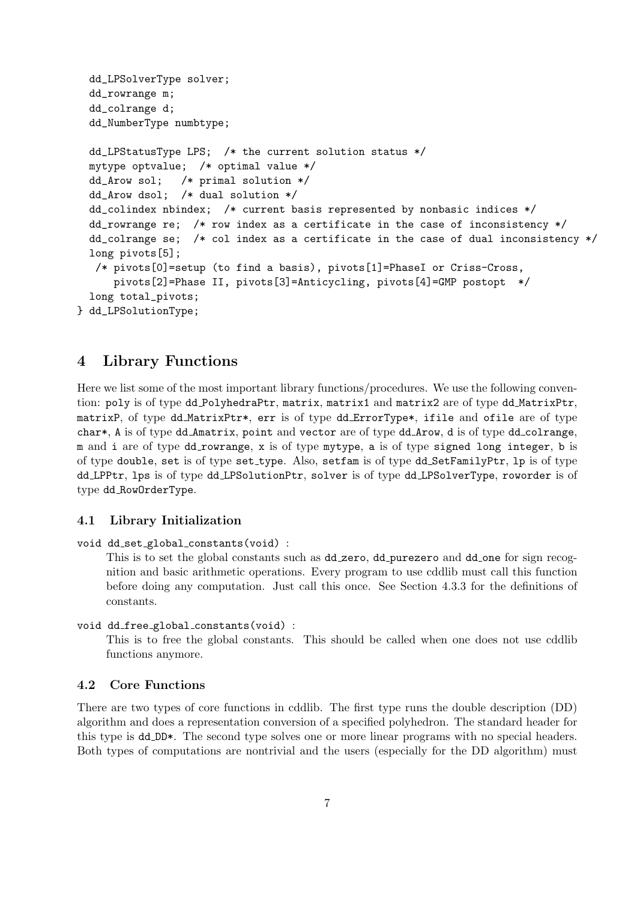```
  dd_LPSolverType solver;
  dd_rowrange m;
  dd_colrange d;
  dd_NumberType numbtype;

  dd_LPStatusType LPS;  /* the current solution status */
  mytype optvalue;  /* optimal value */
  dd_Arow sol;   /* primal solution */
  dd_Arow dsol;  /* dual solution */
  dd_colindex nbindex;  /* current basis represented by nonbasic indices */
  dd_rowrange re;  /* row index as a certificate in the case of inconsistency */
  dd_colrange se;  /* col index as a certificate in the case of dual inconsistency */
  long pivots[5];
   /* pivots[0]=setup (to find a basis), pivots[1]=PhaseI or Criss-Cross,
      pivots[2]=Phase II, pivots[3]=Anticycling, pivots[4]=GMP postopt  */
  long total_pivots;
} dd_LPSolutionType;
```

## 4 Library Functions

Here we list some of the most important library functions/procedures. We use the following convention: `poly` is of type `dd_PolyhedraPtr`, `matrix`, `matrix1` and `matrix2` are of type `dd_MatrixPtr`, `matrixP`, of type `dd_MatrixPtr*`, `err` is of type `dd_ErrorType*`, `ifile` and `ofile` are of type `char*`, `A` is of type `dd_Amatrix`, `point` and `vector` are of type `dd_Arow`, `d` is of type `dd_colrange`, `m` and `i` are of type `dd_rowrange`, `x` is of type `mytype`, `a` is of type `signed long integer`, `b` is of type `double`, `set` is of type `set_type`. Also, `setfam` is of type `dd_SetFamilyPtr`, `lp` is of type `dd_LPPtr`, `lps` is of type `dd_LPSolutionPtr`, `solver` is of type `dd_LPSolverType`, `roworder` is of type `dd_RowOrderType`.

### 4.1 Library Initialization

`void dd_set_global_constants(void)` :

This is to set the global constants such as `dd_zero`, `dd_purezero` and `dd_one` for sign recognition and basic arithmetic operations. Every program to use cddlib must call this function before doing any computation. Just call this once. See Section 4.3.3 for the definitions of constants.

`void dd_free_global_constants(void)` :

This is to free the global constants. This should be called when one does not use cddlib functions anymore.

### 4.2 Core Functions

There are two types of core functions in cddlib. The first type runs the double description (DD) algorithm and does a representation conversion of a specified polyhedron. The standard header for this type is `dd_DD*`. The second type solves one or more linear programs with no special headers. Both types of computations are nontrivial and the users (especially for the DD algorithm) must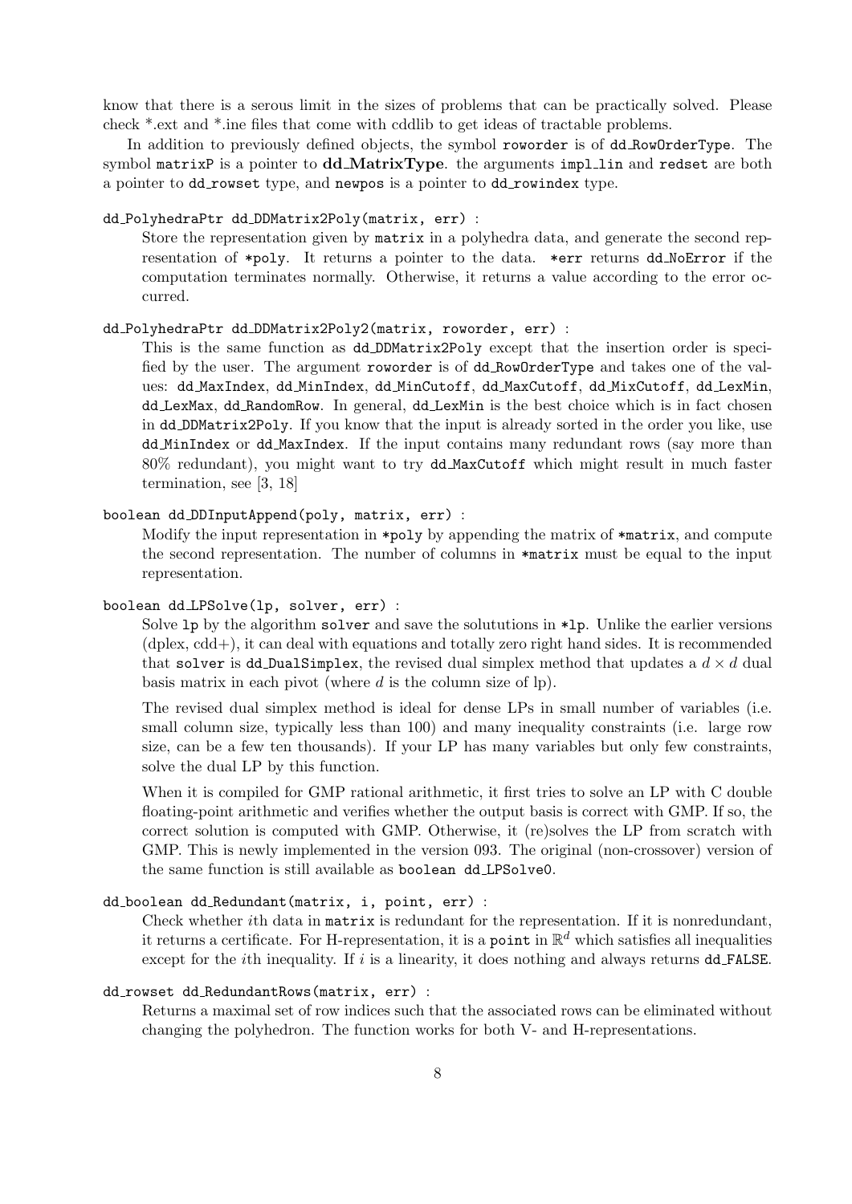know that there is a serous limit in the sizes of problems that can be practically solved. Please check *.ext and *.ine files that come with cddlib to get ideas of tractable problems.

In addition to previously defined objects, the symbol `roworder` is of `dd_RowOrderType`. The symbol `matrixP` is a pointer to **dd_MatrixType**. the arguments `impl_lin` and `redset` are both a pointer to `dd_rowset` type, and `newpos` is a pointer to `dd_rowindex` type.

`dd_PolyhedraPtr dd_DDMatrix2Poly(matrix, err)` :

Store the representation given by `matrix` in a polyhedra data, and generate the second representation of `*poly`. It returns a pointer to the data. `*err` returns `dd_NoError` if the computation terminates normally. Otherwise, it returns a value according to the error occurred.

`dd_PolyhedraPtr dd_DDMatrix2Poly2(matrix, roworder, err)` :

This is the same function as `dd_DDMatrix2Poly` except that the insertion order is specified by the user. The argument `roworder` is of `dd_RowOrderType` and takes one of the values: `dd_MaxIndex`, `dd_MinIndex`, `dd_MinCutoff`, `dd_MaxCutoff`, `dd_MixCutoff`, `dd_LexMin`, `dd_LexMax`, `dd_RandomRow`. In general, `dd_LexMin` is the best choice which is in fact chosen in `dd_DDMatrix2Poly`. If you know that the input is already sorted in the order you like, use `dd_MinIndex` or `dd_MaxIndex`. If the input contains many redundant rows (say more than 80% redundant), you might want to try `dd_MaxCutoff` which might result in much faster termination, see [3, 18]

`boolean dd_DDInputAppend(poly, matrix, err)` :

Modify the input representation in `*poly` by appending the matrix of `*matrix`, and compute the second representation. The number of columns in `*matrix` must be equal to the input representation.

`boolean dd_LPSolve(lp, solver, err)` :

Solve `lp` by the algorithm `solver` and save the solututions in `*lp`. Unlike the earlier versions (dplex, cdd+), it can deal with equations and totally zero right hand sides. It is recommended that `solver` is `dd_DualSimplex`, the revised dual simplex method that updates a $d \times d$ dual basis matrix in each pivot (where $d$ is the column size of lp).

The revised dual simplex method is ideal for dense LPs in small number of variables (i.e. small column size, typically less than 100) and many inequality constraints (i.e. large row size, can be a few ten thousands). If your LP has many variables but only few constraints, solve the dual LP by this function.

When it is compiled for GMP rational arithmetic, it first tries to solve an LP with C double floating-point arithmetic and verifies whether the output basis is correct with GMP. If so, the correct solution is computed with GMP. Otherwise, it (re)solves the LP from scratch with GMP. This is newly implemented in the version 093. The original (non-crossover) version of the same function is still available as `boolean dd_LPSolve0`.

`dd_boolean dd_Redundant(matrix, i, point, err)` :

Check whether $i$th data in `matrix` is redundant for the representation. If it is nonredundant, it returns a certificate. For H-representation, it is a `point` in $\mathbb{R}^d$ which satisfies all inequalities except for the $i$th inequality. If $i$ is a linearity, it does nothing and always returns `dd_FALSE`.

`dd_rowset dd_RedundantRows(matrix, err)` :

Returns a maximal set of row indices such that the associated rows can be eliminated without changing the polyhedron. The function works for both V- and H-representations.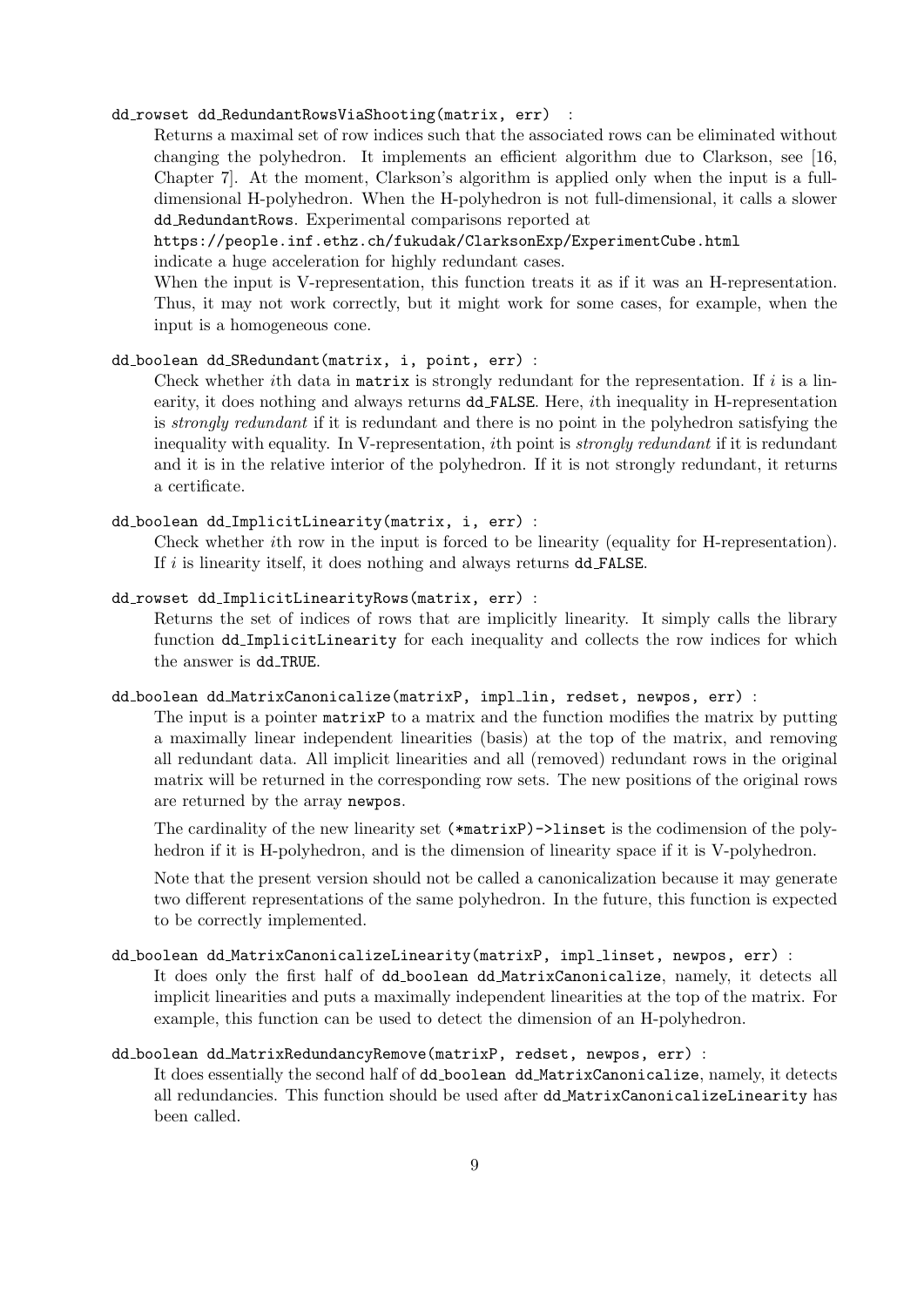`dd_rowset dd_RedundantRowsViaShooting(matrix, err)` :

Returns a maximal set of row indices such that the associated rows can be eliminated without changing the polyhedron. It implements an efficient algorithm due to Clarkson, see [16, Chapter 7]. At the moment, Clarkson's algorithm is applied only when the input is a full-dimensional H-polyhedron. When the H-polyhedron is not full-dimensional, it calls a slower `dd_RedundantRows`. Experimental comparisons reported at
`https://people.inf.ethz.ch/fukudak/ClarksonExp/ExperimentCube.html`
indicate a huge acceleration for highly redundant cases.

When the input is V-representation, this function treats it as if it was an H-representation. Thus, it may not work correctly, but it might work for some cases, for example, when the input is a homogeneous cone.

`dd_boolean dd_SRedundant(matrix, i, point, err)` :

Check whether $i$th data in `matrix` is strongly redundant for the representation. If $i$ is a linearity, it does nothing and always returns `dd_FALSE`. Here, $i$th inequality in H-representation is *strongly redundant* if it is redundant and there is no point in the polyhedron satisfying the inequality with equality. In V-representation, $i$th point is *strongly redundant* if it is redundant and it is in the relative interior of the polyhedron. If it is not strongly redundant, it returns a certificate.

`dd_boolean dd_ImplicitLinearity(matrix, i, err)` :

Check whether $i$th row in the input is forced to be linearity (equality for H-representation). If $i$ is linearity itself, it does nothing and always returns `dd_FALSE`.

`dd_rowset dd_ImplicitLinearityRows(matrix, err)` :

Returns the set of indices of rows that are implicitly linearity. It simply calls the library function `dd_ImplicitLinearity` for each inequality and collects the row indices for which the answer is `dd_TRUE`.

`dd_boolean dd_MatrixCanonicalize(matrixP, impl_lin, redset, newpos, err)` :

The input is a pointer `matrixP` to a matrix and the function modifies the matrix by putting a maximally linear independent linearities (basis) at the top of the matrix, and removing all redundant data. All implicit linearities and all (removed) redundant rows in the original matrix will be returned in the corresponding row sets. The new positions of the original rows are returned by the array `newpos`.

The cardinality of the new linearity set `(*matrixP)->linset` is the codimension of the polyhedron if it is H-polyhedron, and is the dimension of linearity space if it is V-polyhedron.

Note that the present version should not be called a canonicalization because it may generate two different representations of the same polyhedron. In the future, this function is expected to be correctly implemented.

`dd_boolean dd_MatrixCanonicalizeLinearity(matrixP, impl_linset, newpos, err)` :

It does only the first half of `dd_boolean dd_MatrixCanonicalize`, namely, it detects all implicit linearities and puts a maximally independent linearities at the top of the matrix. For example, this function can be used to detect the dimension of an H-polyhedron.

`dd_boolean dd_MatrixRedundancyRemove(matrixP, redset, newpos, err)` :

It does essentially the second half of `dd_boolean dd_MatrixCanonicalize`, namely, it detects all redundancies. This function should be used after `dd_MatrixCanonicalizeLinearity` has been called.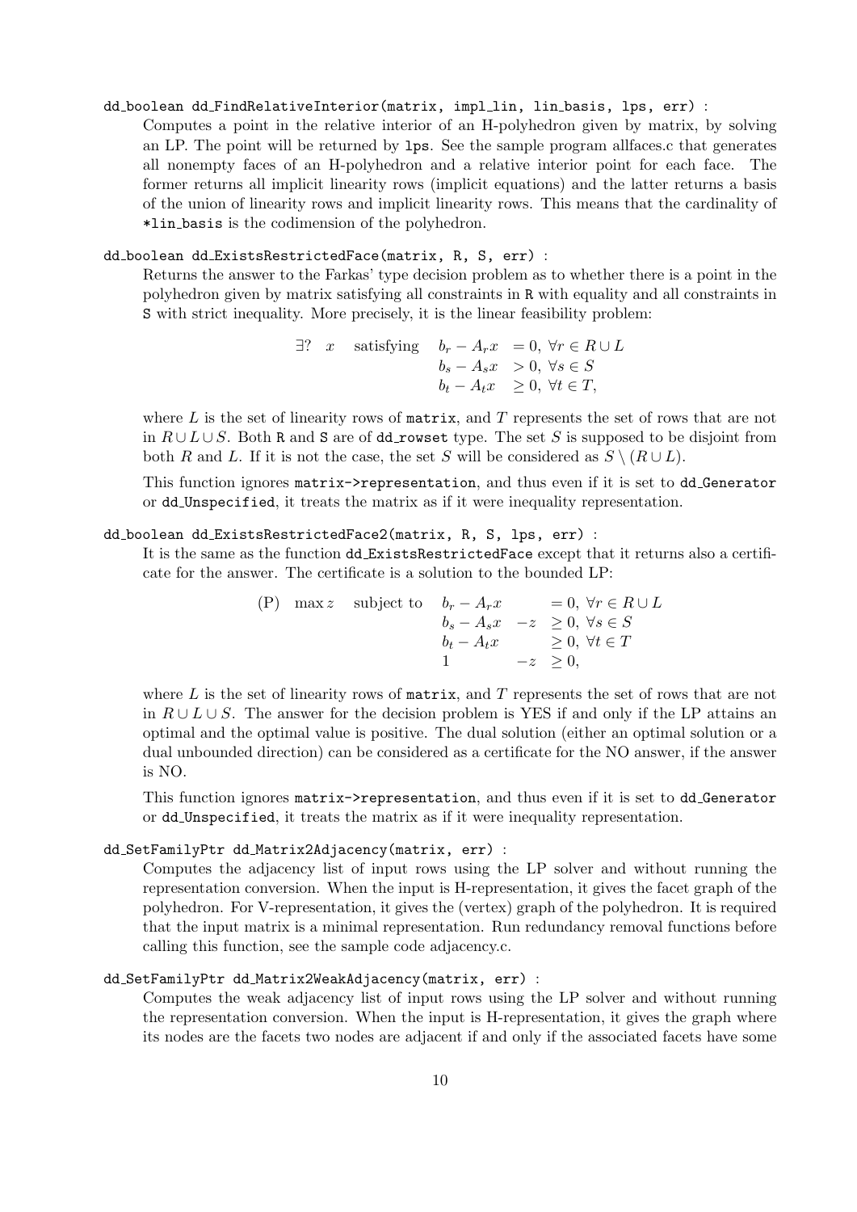`dd_boolean dd_FindRelativeInterior(matrix, impl_lin, lin_basis, lps, err)` :

Computes a point in the relative interior of an H-polyhedron given by matrix, by solving an LP. The point will be returned by `lps`. See the sample program allfaces.c that generates all nonempty faces of an H-polyhedron and a relative interior point for each face. The former returns all implicit linearity rows (implicit equations) and the latter returns a basis of the union of linearity rows and implicit linearity rows. This means that the cardinality of `*lin_basis` is the codimension of the polyhedron.

`dd_boolean dd_ExistsRestrictedFace(matrix, R, S, err)` :

Returns the answer to the Farkas' type decision problem as to whether there is a point in the polyhedron given by matrix satisfying all constraints in `R` with equality and all constraints in `S` with strict inequality. More precisely, it is the linear feasibility problem:

$$
\exists? \quad x \quad \text{satisfying} \quad
\begin{array}{ll}
b_r - A_r x & = 0, \ \forall r \in R \cup L \\
b_s - A_s x & > 0, \ \forall s \in S \\
b_t - A_t x & \geq 0, \ \forall t \in T,
\end{array}
$$

where $L$ is the set of linearity rows of `matrix`, and $T$ represents the set of rows that are not in $R \cup L \cup S$. Both `R` and `S` are of `dd_rowset` type. The set $S$ is supposed to be disjoint from both $R$ and $L$. If it is not the case, the set $S$ will be considered as $S \setminus (R \cup L)$.

This function ignores `matrix->representation`, and thus even if it is set to `dd_Generator` or `dd_Unspecified`, it treats the matrix as if it were inequality representation.

`dd_boolean dd_ExistsRestrictedFace2(matrix, R, S, lps, err)` :

It is the same as the function `dd_ExistsRestrictedFace` except that it returns also a certificate for the answer. The certificate is a solution to the bounded LP:

$$
\text{(P)} \quad \max z \quad \text{subject to} \quad
\begin{array}{llll}
b_r - A_r x & & = 0, & \forall r \in R \cup L \\
b_s - A_s x & -z & \geq 0, & \forall s \in S \\
b_t - A_t x & & \geq 0, & \forall t \in T \\
1 & -z & \geq 0, &
\end{array}
$$

where $L$ is the set of linearity rows of `matrix`, and $T$ represents the set of rows that are not in $R \cup L \cup S$. The answer for the decision problem is YES if and only if the LP attains an optimal and the optimal value is positive. The dual solution (either an optimal solution or a dual unbounded direction) can be considered as a certificate for the NO answer, if the answer is NO.

This function ignores `matrix->representation`, and thus even if it is set to `dd_Generator` or `dd_Unspecified`, it treats the matrix as if it were inequality representation.

`dd_SetFamilyPtr dd_Matrix2Adjacency(matrix, err)` :

Computes the adjacency list of input rows using the LP solver and without running the representation conversion. When the input is H-representation, it gives the facet graph of the polyhedron. For V-representation, it gives the (vertex) graph of the polyhedron. It is required that the input matrix is a minimal representation. Run redundancy removal functions before calling this function, see the sample code adjacency.c.

`dd_SetFamilyPtr dd_Matrix2WeakAdjacency(matrix, err)` :

Computes the weak adjacency list of input rows using the LP solver and without running the representation conversion. When the input is H-representation, it gives the graph where its nodes are the facets two nodes are adjacent if and only if the associated facets have some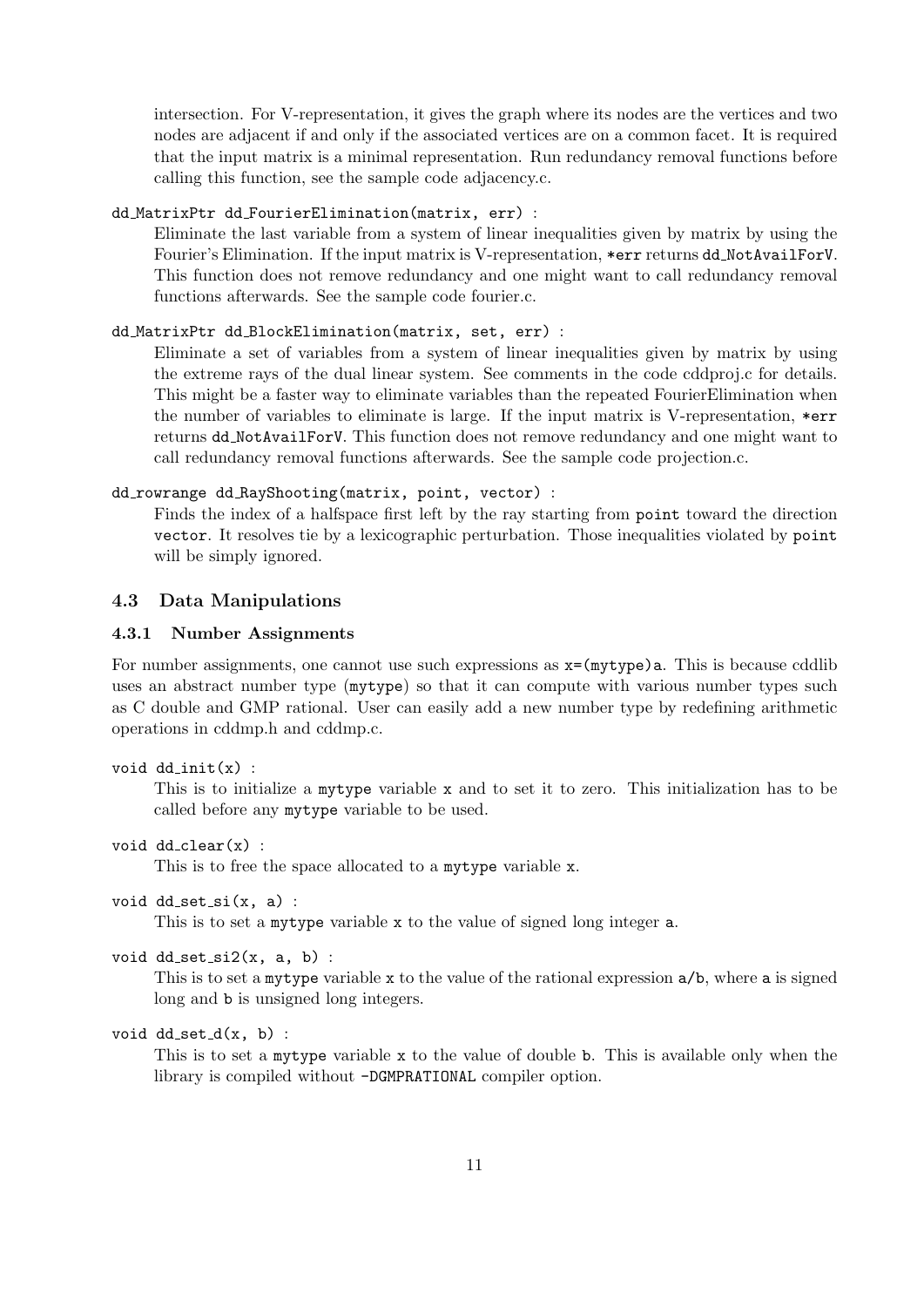intersection. For V-representation, it gives the graph where its nodes are the vertices and two nodes are adjacent if and only if the associated vertices are on a common facet. It is required that the input matrix is a minimal representation. Run redundancy removal functions before calling this function, see the sample code adjacency.c.

`dd_MatrixPtr dd_FourierElimination(matrix, err)` :

Eliminate the last variable from a system of linear inequalities given by matrix by using the Fourier's Elimination. If the input matrix is V-representation, `*err` returns `dd_NotAvailForV`. This function does not remove redundancy and one might want to call redundancy removal functions afterwards. See the sample code fourier.c.

`dd_MatrixPtr dd_BlockElimination(matrix, set, err)` :

Eliminate a set of variables from a system of linear inequalities given by matrix by using the extreme rays of the dual linear system. See comments in the code cddproj.c for details. This might be a faster way to eliminate variables than the repeated FourierElimination when the number of variables to eliminate is large. If the input matrix is V-representation, `*err` returns `dd_NotAvailForV`. This function does not remove redundancy and one might want to call redundancy removal functions afterwards. See the sample code projection.c.

`dd_rowrange dd_RayShooting(matrix, point, vector)` :

Finds the index of a halfspace first left by the ray starting from `point` toward the direction `vector`. It resolves tie by a lexicographic perturbation. Those inequalities violated by `point` will be simply ignored.

## 4.3 Data Manipulations

### 4.3.1 Number Assignments

For number assignments, one cannot use such expressions as `x=(mytype)a`. This is because cddlib uses an abstract number type (`mytype`) so that it can compute with various number types such as C double and GMP rational. User can easily add a new number type by redefining arithmetic operations in cddmp.h and cddmp.c.

`void dd_init(x)` :

This is to initialize a `mytype` variable `x` and to set it to zero. This initialization has to be called before any `mytype` variable to be used.

`void dd_clear(x)` :

This is to free the space allocated to a `mytype` variable `x`.

`void dd_set_si(x, a)` :

This is to set a `mytype` variable `x` to the value of signed long integer `a`.

`void dd_set_si2(x, a, b)` :

This is to set a `mytype` variable `x` to the value of the rational expression `a/b`, where `a` is signed long and `b` is unsigned long integers.

`void dd_set_d(x, b)` :

This is to set a `mytype` variable `x` to the value of double `b`. This is available only when the library is compiled without `-DGMPRATIONAL` compiler option.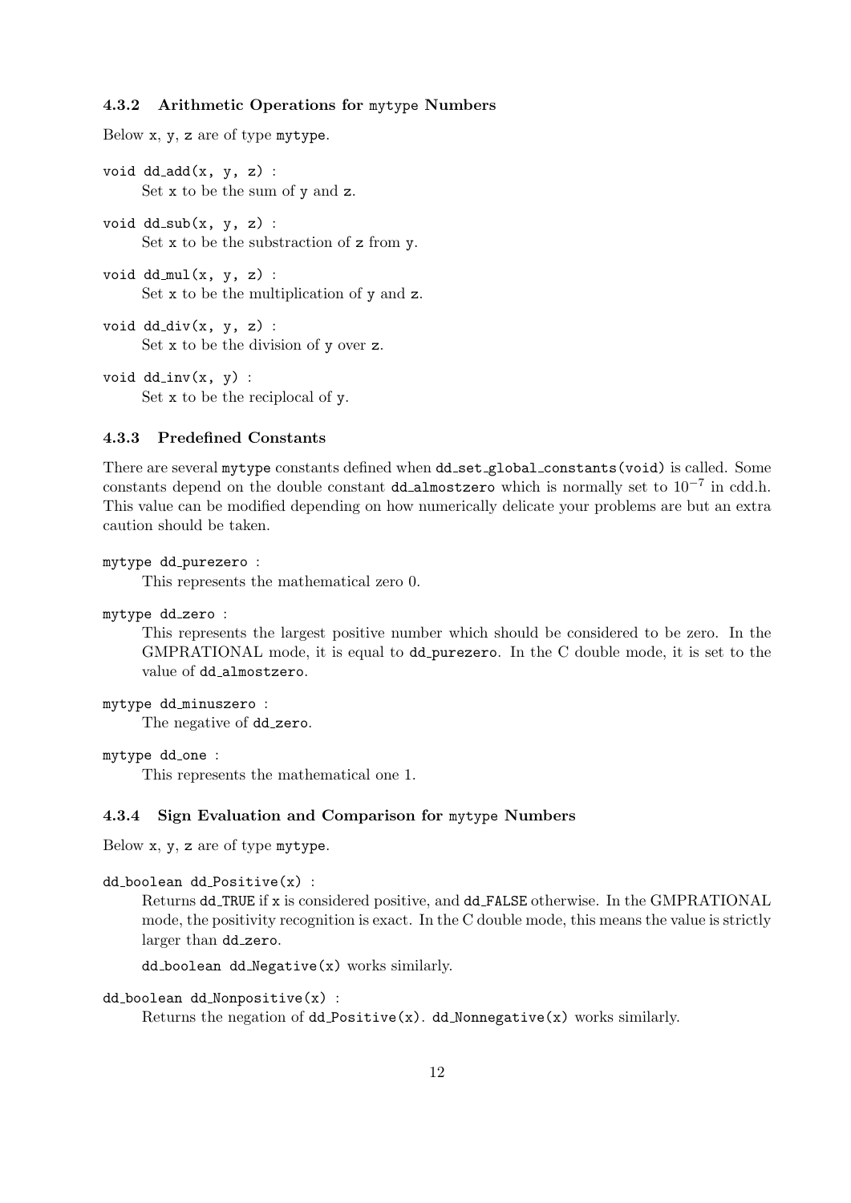### 4.3.2 Arithmetic Operations for mytype Numbers

Below x, y, z are of type mytype.

`void dd_add(x, y, z)` :
Set x to be the sum of y and z.

`void dd_sub(x, y, z)` :
Set x to be the substraction of z from y.

`void dd_mul(x, y, z)` :
Set x to be the multiplication of y and z.

`void dd_div(x, y, z)` :
Set x to be the division of y over z.

`void dd_inv(x, y)` :
Set x to be the reciplocal of y.

### 4.3.3 Predefined Constants

There are several mytype constants defined when `dd_set_global_constants(void)` is called. Some constants depend on the double constant `dd_almostzero` which is normally set to $10^{-7}$ in cdd.h. This value can be modified depending on how numerically delicate your problems are but an extra caution should be taken.

`mytype dd_purezero` :
This represents the mathematical zero 0.

`mytype dd_zero` :
This represents the largest positive number which should be considered to be zero. In the GMPRATIONAL mode, it is equal to `dd_purezero`. In the C double mode, it is set to the value of `dd_almostzero`.

`mytype dd_minuszero` :
The negative of `dd_zero`.

`mytype dd_one` :
This represents the mathematical one 1.

### 4.3.4 Sign Evaluation and Comparison for mytype Numbers

Below x, y, z are of type mytype.

`dd_boolean dd_Positive(x)` :
Returns `dd_TRUE` if x is considered positive, and `dd_FALSE` otherwise. In the GMPRATIONAL mode, the positivity recognition is exact. In the C double mode, this means the value is strictly larger than `dd_zero`.

`dd_boolean dd_Negative(x)` works similarly.

`dd_boolean dd_Nonpositive(x)` :
Returns the negation of `dd_Positive(x)`. `dd_Nonnegative(x)` works similarly.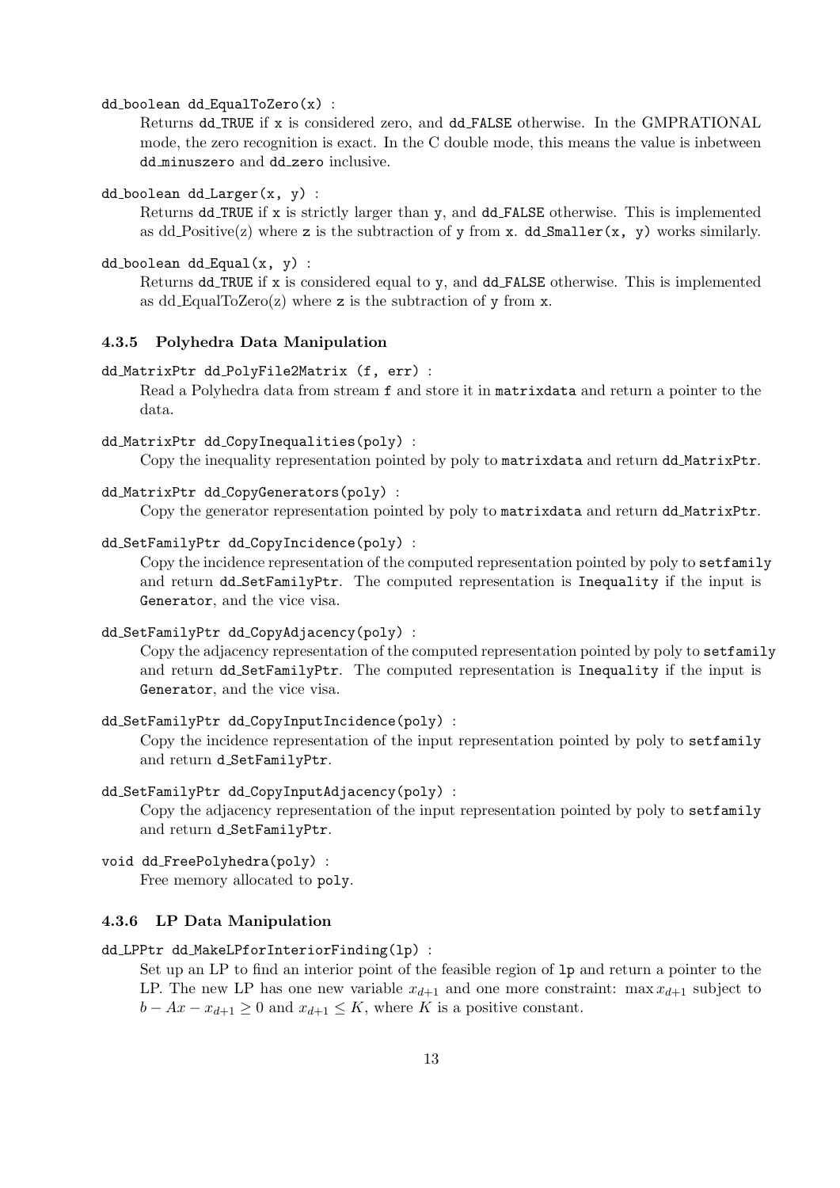`dd_boolean dd_EqualToZero(x)` :

Returns `dd_TRUE` if `x` is considered zero, and `dd_FALSE` otherwise. In the GMPRATIONAL mode, the zero recognition is exact. In the C double mode, this means the value is inbetween `dd_minuszero` and `dd_zero` inclusive.

`dd_boolean dd_Larger(x, y)` :

Returns `dd_TRUE` if `x` is strictly larger than `y`, and `dd_FALSE` otherwise. This is implemented as dd_Positive(z) where `z` is the subtraction of `y` from `x`. `dd_Smaller(x, y)` works similarly.

`dd_boolean dd_Equal(x, y)` :

Returns `dd_TRUE` if `x` is considered equal to `y`, and `dd_FALSE` otherwise. This is implemented as dd_EqualToZero(z) where `z` is the subtraction of `y` from `x`.

### 4.3.5 Polyhedra Data Manipulation

`dd_MatrixPtr dd_PolyFile2Matrix (f, err)` :

Read a Polyhedra data from stream `f` and store it in `matrixdata` and return a pointer to the data.

`dd_MatrixPtr dd_CopyInequalities(poly)` :

Copy the inequality representation pointed by poly to `matrixdata` and return `dd_MatrixPtr`.

`dd_MatrixPtr dd_CopyGenerators(poly)` :

Copy the generator representation pointed by poly to `matrixdata` and return `dd_MatrixPtr`.

`dd_SetFamilyPtr dd_CopyIncidence(poly)` :

Copy the incidence representation of the computed representation pointed by poly to `setfamily` and return `dd_SetFamilyPtr`. The computed representation is `Inequality` if the input is `Generator`, and the vice visa.

`dd_SetFamilyPtr dd_CopyAdjacency(poly)` :

Copy the adjacency representation of the computed representation pointed by poly to `setfamily` and return `dd_SetFamilyPtr`. The computed representation is `Inequality` if the input is `Generator`, and the vice visa.

`dd_SetFamilyPtr dd_CopyInputIncidence(poly)` :

Copy the incidence representation of the input representation pointed by poly to `setfamily` and return `d_SetFamilyPtr`.

`dd_SetFamilyPtr dd_CopyInputAdjacency(poly)` :

Copy the adjacency representation of the input representation pointed by poly to `setfamily` and return `d_SetFamilyPtr`.

`void dd_FreePolyhedra(poly)` :

Free memory allocated to `poly`.

### 4.3.6 LP Data Manipulation

`dd_LPPtr dd_MakeLPforInteriorFinding(lp)` :

Set up an LP to find an interior point of the feasible region of `lp` and return a pointer to the LP. The new LP has one new variable $x_{d+1}$ and one more constraint: $\max x_{d+1}$ subject to $b - Ax - x_{d+1} \geq 0$ and $x_{d+1} \leq K$, where $K$ is a positive constant.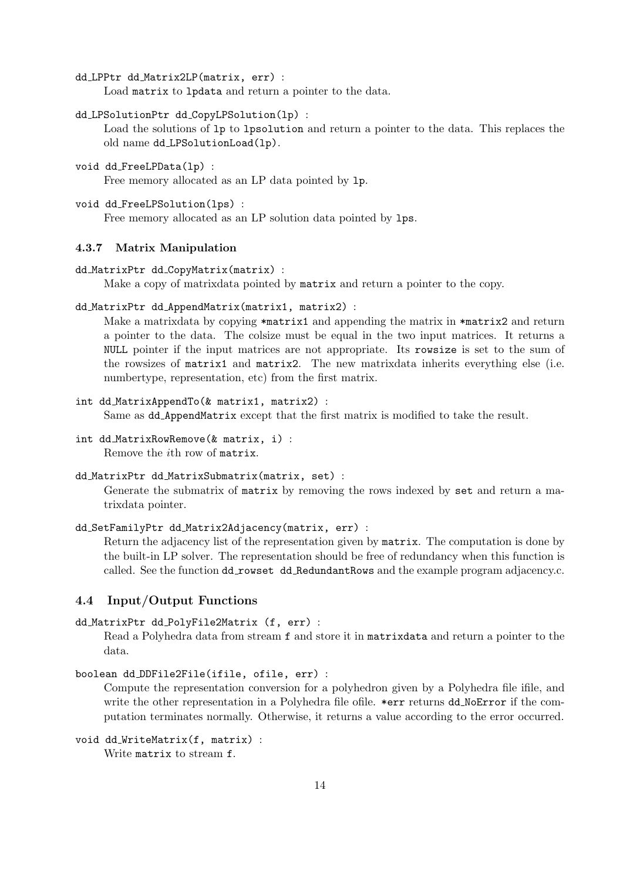`dd_LPPtr dd_Matrix2LP(matrix, err)` :
: Load `matrix` to `lpdata` and return a pointer to the data.

`dd_LPSolutionPtr dd_CopyLPSolution(lp)` :
: Load the solutions of `lp` to `lpsolution` and return a pointer to the data. This replaces the old name `dd_LPSolutionLoad(lp)`.

`void dd_FreeLPData(lp)` :
: Free memory allocated as an LP data pointed by `lp`.

`void dd_FreeLPSolution(lps)` :
: Free memory allocated as an LP solution data pointed by `lps`.

#### 4.3.7 Matrix Manipulation

`dd_MatrixPtr dd_CopyMatrix(matrix)` :
: Make a copy of matrixdata pointed by `matrix` and return a pointer to the copy.

`dd_MatrixPtr dd_AppendMatrix(matrix1, matrix2)` :
: Make a matrixdata by copying `*matrix1` and appending the matrix in `*matrix2` and return a pointer to the data. The colsize must be equal in the two input matrices. It returns a `NULL` pointer if the input matrices are not appropriate. Its `rowsize` is set to the sum of the rowsizes of `matrix1` and `matrix2`. The new matrixdata inherits everything else (i.e. numbertype, representation, etc) from the first matrix.

`int dd_MatrixAppendTo(& matrix1, matrix2)` :
: Same as `dd_AppendMatrix` except that the first matrix is modified to take the result.

`int dd_MatrixRowRemove(& matrix, i)` :
: Remove the $i$th row of `matrix`.

`dd_MatrixPtr dd_MatrixSubmatrix(matrix, set)` :
: Generate the submatrix of `matrix` by removing the rows indexed by `set` and return a matrixdata pointer.

`dd_SetFamilyPtr dd_Matrix2Adjacency(matrix, err)` :
: Return the adjacency list of the representation given by `matrix`. The computation is done by the built-in LP solver. The representation should be free of redundancy when this function is called. See the function `dd_rowset dd_RedundantRows` and the example program adjacency.c.

### 4.4 Input/Output Functions

`dd_MatrixPtr dd_PolyFile2Matrix (f, err)` :
: Read a Polyhedra data from stream `f` and store it in `matrixdata` and return a pointer to the data.

`boolean dd_DDFile2File(ifile, ofile, err)` :
: Compute the representation conversion for a polyhedron given by a Polyhedra file ifile, and write the other representation in a Polyhedra file ofile. `*err` returns `dd_NoError` if the computation terminates normally. Otherwise, it returns a value according to the error occurred.

`void dd_WriteMatrix(f, matrix)` :
: Write `matrix` to stream `f`.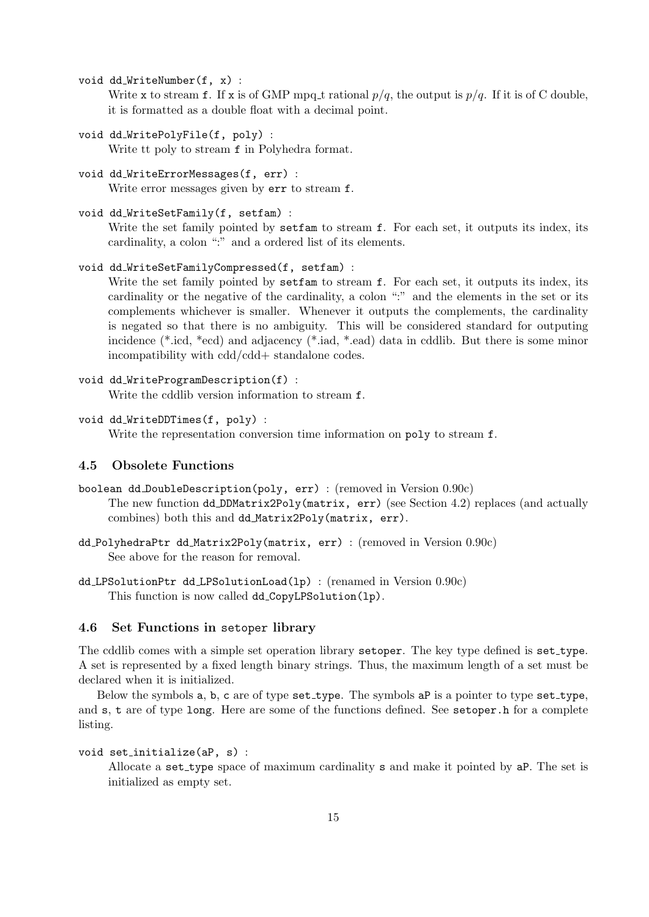`void dd_WriteNumber(f, x)` :

Write `x` to stream `f`. If `x` is of GMP mpq_t rational $p/q$, the output is $p/q$. If it is of C double, it is formatted as a double float with a decimal point.

`void dd_WritePolyFile(f, poly)` :

Write tt poly to stream `f` in Polyhedra format.

`void dd_WriteErrorMessages(f, err)` :

Write error messages given by `err` to stream `f`.

`void dd_WriteSetFamily(f, setfam)` :

Write the set family pointed by `setfam` to stream `f`. For each set, it outputs its index, its cardinality, a colon ":" and a ordered list of its elements.

`void dd_WriteSetFamilyCompressed(f, setfam)` :

Write the set family pointed by `setfam` to stream `f`. For each set, it outputs its index, its cardinality or the negative of the cardinality, a colon ":" and the elements in the set or its complements whichever is smaller. Whenever it outputs the complements, the cardinality is negated so that there is no ambiguity. This will be considered standard for outputing incidence (*.icd, *ecd) and adjacency (*.iad, *.ead) data in cddlib. But there is some minor incompatibility with cdd/cdd+ standalone codes.

`void dd_WriteProgramDescription(f)` :

Write the cddlib version information to stream `f`.

`void dd_WriteDDTimes(f, poly)` :

Write the representation conversion time information on `poly` to stream `f`.

### 4.5 Obsolete Functions

`boolean dd_DoubleDescription(poly, err)` : (removed in Version 0.90c)

The new function `dd_DDMatrix2Poly(matrix, err)` (see Section 4.2) replaces (and actually combines) both this and `dd_Matrix2Poly(matrix, err)`.

`dd_PolyhedraPtr dd_Matrix2Poly(matrix, err)` : (removed in Version 0.90c)

See above for the reason for removal.

`dd_LPSolutionPtr dd_LPSolutionLoad(lp)` : (renamed in Version 0.90c)

This function is now called `dd_CopyLPSolution(lp)`.

### 4.6 Set Functions in setoper library

The cddlib comes with a simple set operation library `setoper`. The key type defined is `set_type`. A set is represented by a fixed length binary strings. Thus, the maximum length of a set must be declared when it is initialized.

Below the symbols `a`, `b`, `c` are of type `set_type`. The symbols `aP` is a pointer to type `set_type`, and `s`, `t` are of type `long`. Here are some of the functions defined. See `setoper.h` for a complete listing.

`void set_initialize(aP, s)` :

Allocate a `set_type` space of maximum cardinality `s` and make it pointed by `aP`. The set is initialized as empty set.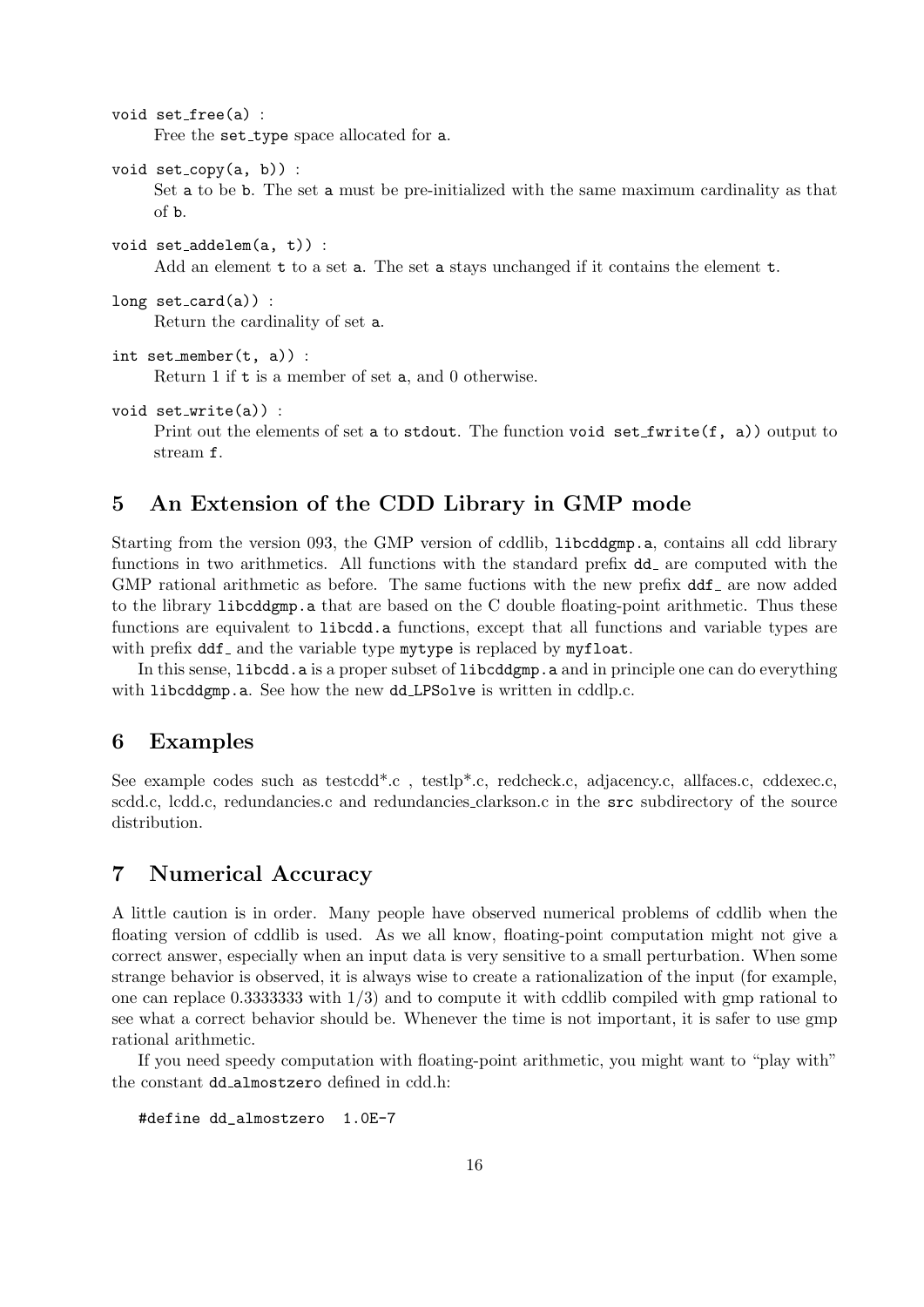`void set_free(a)` :

Free the `set_type` space allocated for `a`.

`void set_copy(a, b))` :

Set `a` to be `b`. The set `a` must be pre-initialized with the same maximum cardinality as that of `b`.

`void set_addelem(a, t))` :

Add an element `t` to a set `a`. The set `a` stays unchanged if it contains the element `t`.

`long set_card(a))` :

Return the cardinality of set `a`.

`int set_member(t, a))` :

Return 1 if `t` is a member of set `a`, and 0 otherwise.

`void set_write(a))` :

Print out the elements of set `a` to `stdout`. The function `void set_fwrite(f, a))` output to stream `f`.

## 5 An Extension of the CDD Library in GMP mode

Starting from the version 093, the GMP version of cddlib, `libcddgmp.a`, contains all cdd library functions in two arithmetics. All functions with the standard prefix `dd_` are computed with the GMP rational arithmetic as before. The same fuctions with the new prefix `ddf_` are now added to the library `libcddgmp.a` that are based on the C double floating-point arithmetic. Thus these functions are equivalent to `libcdd.a` functions, except that all functions and variable types are with prefix `ddf_` and the variable type `mytype` is replaced by `myfloat`.

In this sense, `libcdd.a` is a proper subset of `libcddgmp.a` and in principle one can do everything with `libcddgmp.a`. See how the new `dd_LPSolve` is written in cddlp.c.

## 6 Examples

See example codes such as testcdd*.c , testlp*.c, redcheck.c, adjacency.c, allfaces.c, cddexec.c, scdd.c, lcdd.c, redundancies.c and redundancies_clarkson.c in the `src` subdirectory of the source distribution.

## 7 Numerical Accuracy

A little caution is in order. Many people have observed numerical problems of cddlib when the floating version of cddlib is used. As we all know, floating-point computation might not give a correct answer, especially when an input data is very sensitive to a small perturbation. When some strange behavior is observed, it is always wise to create a rationalization of the input (for example, one can replace 0.3333333 with 1/3) and to compute it with cddlib compiled with gmp rational to see what a correct behavior should be. Whenever the time is not important, it is safer to use gmp rational arithmetic.

If you need speedy computation with floating-point arithmetic, you might want to "play with" the constant `dd_almostzero` defined in cdd.h:

```
#define dd_almostzero  1.0E-7
```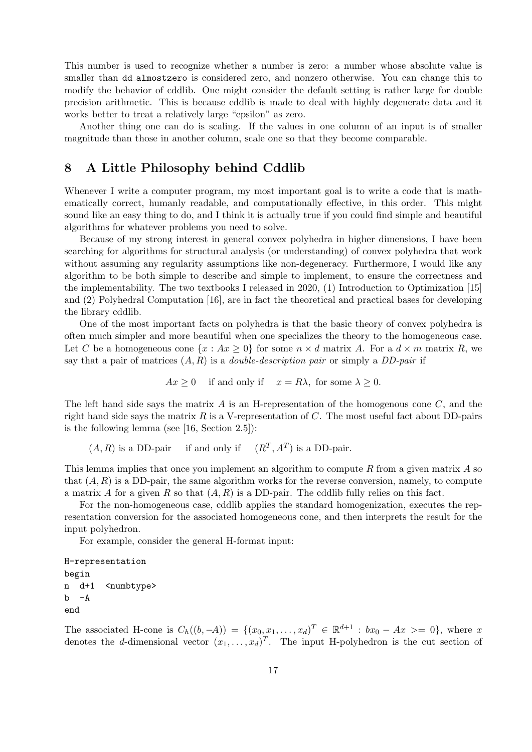This number is used to recognize whether a number is zero: a number whose absolute value is smaller than `dd_almostzero` is considered zero, and nonzero otherwise. You can change this to modify the behavior of cddlib. One might consider the default setting is rather large for double precision arithmetic. This is because cddlib is made to deal with highly degenerate data and it works better to treat a relatively large "epsilon" as zero.

Another thing one can do is scaling. If the values in one column of an input is of smaller magnitude than those in another column, scale one so that they become comparable.

## 8 A Little Philosophy behind Cddlib

Whenever I write a computer program, my most important goal is to write a code that is mathematically correct, humanly readable, and computationally effective, in this order. This might sound like an easy thing to do, and I think it is actually true if you could find simple and beautiful algorithms for whatever problems you need to solve.

Because of my strong interest in general convex polyhedra in higher dimensions, I have been searching for algorithms for structural analysis (or understanding) of convex polyhedra that work without assuming any regularity assumptions like non-degeneracy. Furthermore, I would like any algorithm to be both simple to describe and simple to implement, to ensure the correctness and the implementability. The two textbooks I released in 2020, (1) Introduction to Optimization [15] and (2) Polyhedral Computation [16], are in fact the theoretical and practical bases for developing the library cddlib.

One of the most important facts on polyhedra is that the basic theory of convex polyhedra is often much simpler and more beautiful when one specializes the theory to the homogeneous case. Let $C$ be a homogeneous cone $\{x : Ax \geq 0\}$ for some $n \times d$ matrix $A$. For a $d \times m$ matrix $R$, we say that a pair of matrices $(A, R)$ is a *double-description pair* or simply a *DD-pair* if

$$Ax \geq 0 \quad \text{if and only if} \quad x = R\lambda, \text{ for some } \lambda \geq 0.$$

The left hand side says the matrix $A$ is an H-representation of the homogenous cone $C$, and the right hand side says the matrix $R$ is a V-representation of $C$. The most useful fact about DD-pairs is the following lemma (see [16, Section 2.5]):

$$(A, R) \text{ is a DD-pair} \quad \text{if and only if} \quad (R^T, A^T) \text{ is a DD-pair.}$$

This lemma implies that once you implement an algorithm to compute $R$ from a given matrix $A$ so that $(A, R)$ is a DD-pair, the same algorithm works for the reverse conversion, namely, to compute a matrix $A$ for a given $R$ so that $(A, R)$ is a DD-pair. The cddlib fully relies on this fact.

For the non-homogeneous case, cddlib applies the standard homogenization, executes the representation conversion for the associated homogeneous cone, and then interprets the result for the input polyhedron.

For example, consider the general H-format input:

```
H-representation
begin
n  d+1  <numbtype>
b  -A
end
```

The associated H-cone is $C_h((b, -A)) = \{(x_0, x_1, \ldots, x_d)^T \in \mathbb{R}^{d+1} : bx_0 - Ax >= 0\}$, where $x$ denotes the $d$-dimensional vector $(x_1, \ldots, x_d)^T$. The input H-polyhedron is the cut section of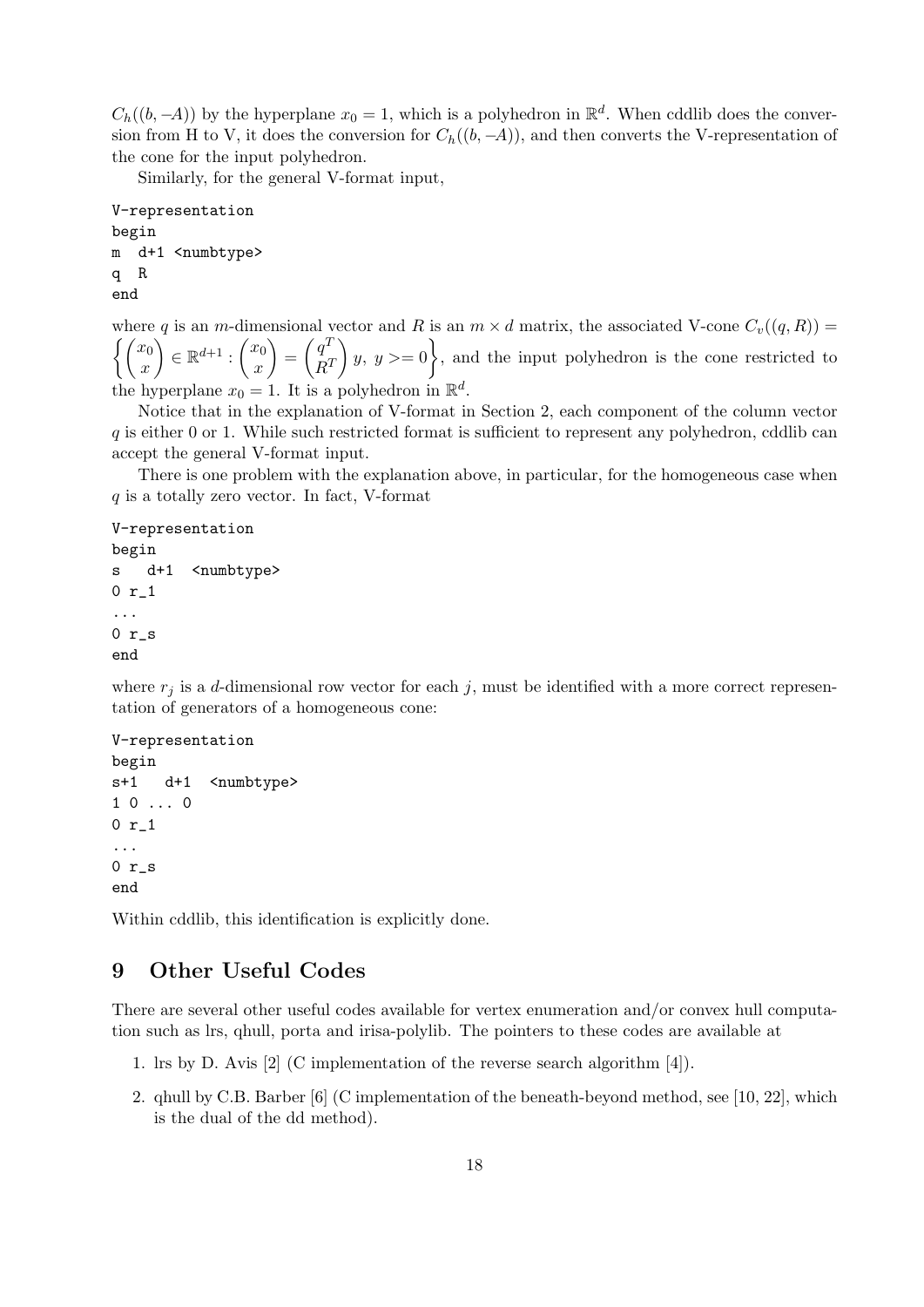$C_h((b, -A))$ by the hyperplane $x_0 = 1$, which is a polyhedron in $\mathbb{R}^d$. When cddlib does the conversion from H to V, it does the conversion for $C_h((b, -A))$, and then converts the V-representation of the cone for the input polyhedron.

Similarly, for the general V-format input,

```
V-representation
begin
m  d+1 <numbtype>
q  R
end
```

where $q$ is an $m$-dimensional vector and $R$ is an $m \times d$ matrix, the associated V-cone $C_v((q, R)) = \left\{ \begin{pmatrix} x_0 \\ x \end{pmatrix} \in \mathbb{R}^{d+1} : \begin{pmatrix} x_0 \\ x \end{pmatrix} = \begin{pmatrix} q^T \\ R^T \end{pmatrix} y,\ y >= 0 \right\}$, and the input polyhedron is the cone restricted to the hyperplane $x_0 = 1$. It is a polyhedron in $\mathbb{R}^d$.

Notice that in the explanation of V-format in Section 2, each component of the column vector $q$ is either 0 or 1. While such restricted format is sufficient to represent any polyhedron, cddlib can accept the general V-format input.

There is one problem with the explanation above, in particular, for the homogeneous case when $q$ is a totally zero vector. In fact, V-format

```
V-representation
begin
s   d+1  <numbtype>
0 r_1
...
0 r_s
end
```

where $r_j$ is a $d$-dimensional row vector for each $j$, must be identified with a more correct representation of generators of a homogeneous cone:

```
V-representation
begin
s+1   d+1  <numbtype>
1 0 ... 0
0 r_1
...
0 r_s
end
```

Within cddlib, this identification is explicitly done.

## 9 Other Useful Codes

There are several other useful codes available for vertex enumeration and/or convex hull computation such as lrs, qhull, porta and irisa-polylib. The pointers to these codes are available at

1. lrs by D. Avis [2] (C implementation of the reverse search algorithm [4]).
2. qhull by C.B. Barber [6] (C implementation of the beneath-beyond method, see [10, 22], which is the dual of the dd method).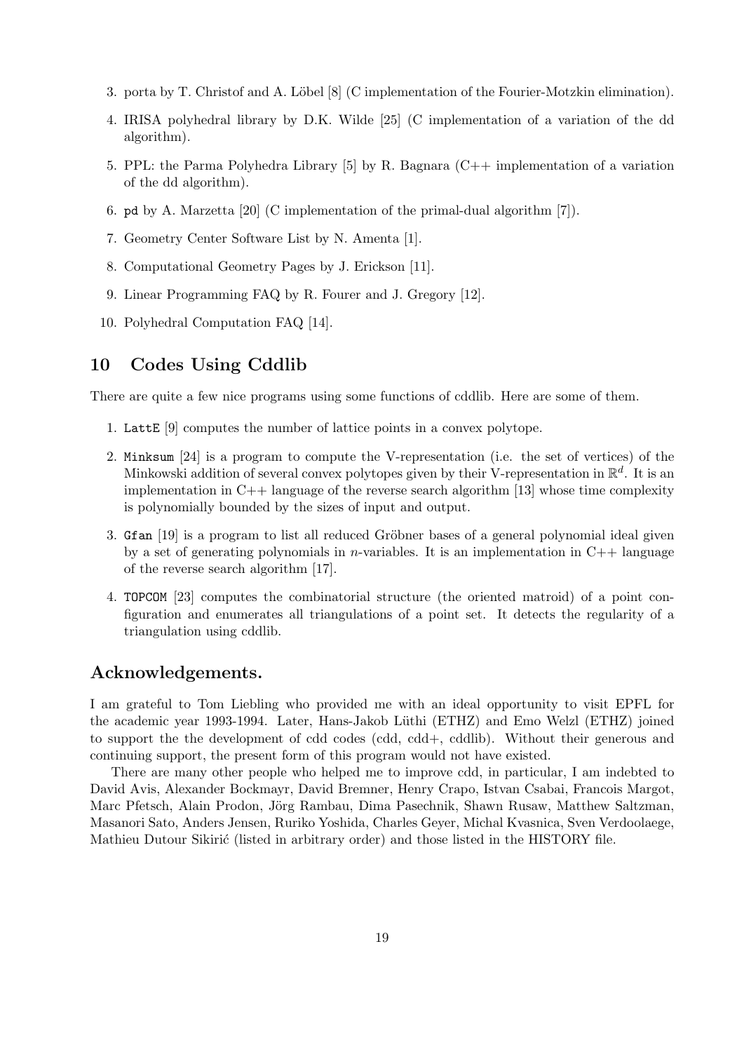3. porta by T. Christof and A. Löbel [8] (C implementation of the Fourier-Motzkin elimination).
4. IRISA polyhedral library by D.K. Wilde [25] (C implementation of a variation of the dd algorithm).
5. PPL: the Parma Polyhedra Library [5] by R. Bagnara (C++ implementation of a variation of the dd algorithm).
6. `pd` by A. Marzetta [20] (C implementation of the primal-dual algorithm [7]).
7. Geometry Center Software List by N. Amenta [1].
8. Computational Geometry Pages by J. Erickson [11].
9. Linear Programming FAQ by R. Fourer and J. Gregory [12].
10. Polyhedral Computation FAQ [14].

## 10 Codes Using Cddlib

There are quite a few nice programs using some functions of cddlib. Here are some of them.

1. `LattE` [9] computes the number of lattice points in a convex polytope.
2. `Minksum` [24] is a program to compute the V-representation (i.e. the set of vertices) of the Minkowski addition of several convex polytopes given by their V-representation in $\mathbb{R}^d$. It is an implementation in C++ language of the reverse search algorithm [13] whose time complexity is polynomially bounded by the sizes of input and output.
3. `Gfan` [19] is a program to list all reduced Gröbner bases of a general polynomial ideal given by a set of generating polynomials in $n$-variables. It is an implementation in C++ language of the reverse search algorithm [17].
4. `TOPCOM` [23] computes the combinatorial structure (the oriented matroid) of a point configuration and enumerates all triangulations of a point set. It detects the regularity of a triangulation using cddlib.

## Acknowledgements.

I am grateful to Tom Liebling who provided me with an ideal opportunity to visit EPFL for the academic year 1993-1994. Later, Hans-Jakob Lüthi (ETHZ) and Emo Welzl (ETHZ) joined to support the the development of cdd codes (cdd, cdd+, cddlib). Without their generous and continuing support, the present form of this program would not have existed.

There are many other people who helped me to improve cdd, in particular, I am indebted to David Avis, Alexander Bockmayr, David Bremner, Henry Crapo, Istvan Csabai, Francois Margot, Marc Pfetsch, Alain Prodon, Jörg Rambau, Dima Pasechnik, Shawn Rusaw, Matthew Saltzman, Masanori Sato, Anders Jensen, Ruriko Yoshida, Charles Geyer, Michal Kvasnica, Sven Verdoolaege, Mathieu Dutour Sikirić (listed in arbitrary order) and those listed in the HISTORY file.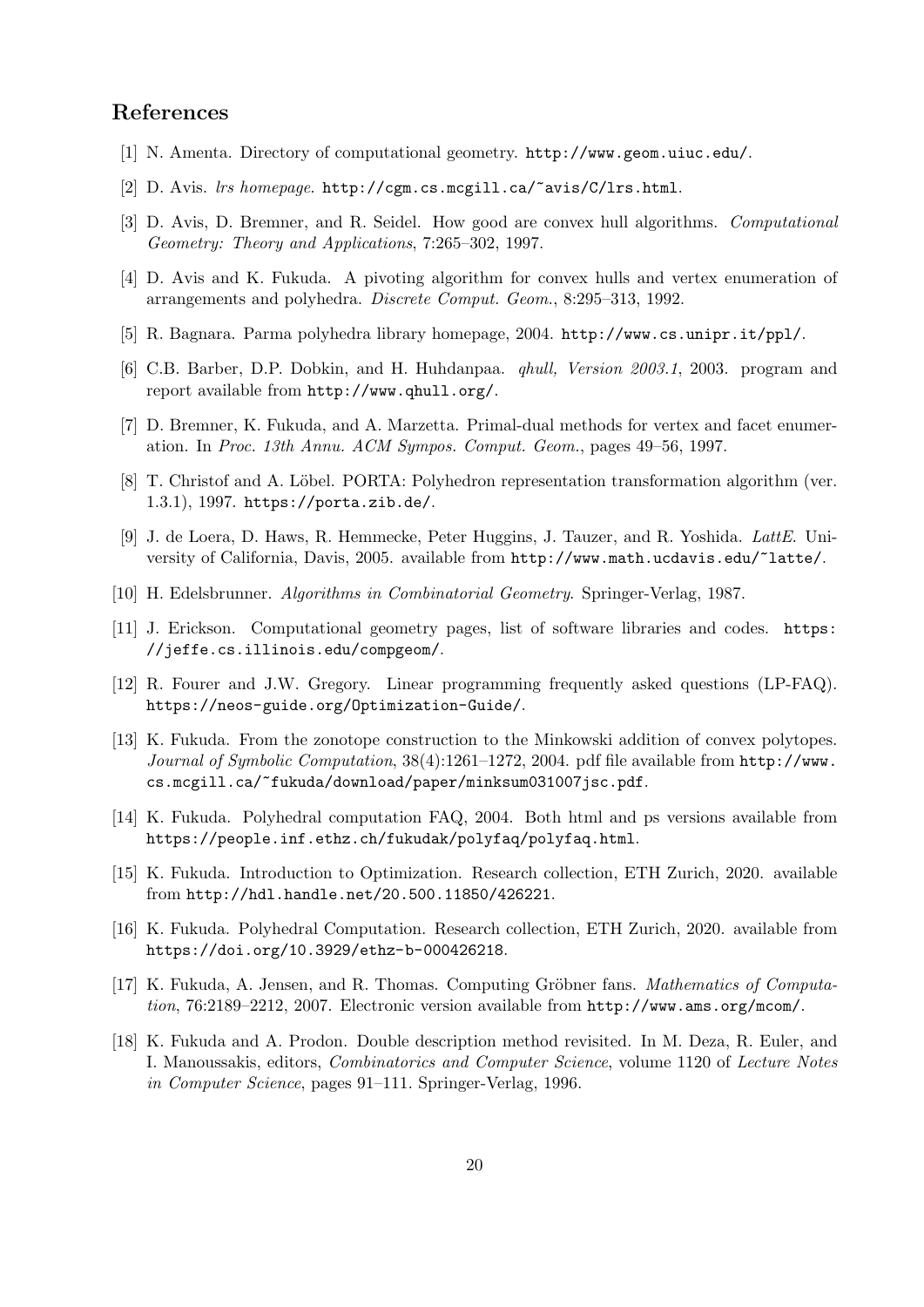## References

[1] N. Amenta. Directory of computational geometry. http://www.geom.uiuc.edu/.

[2] D. Avis. *lrs homepage*. http://cgm.cs.mcgill.ca/~avis/C/lrs.html.

[3] D. Avis, D. Bremner, and R. Seidel. How good are convex hull algorithms. *Computational Geometry: Theory and Applications*, 7:265–302, 1997.

[4] D. Avis and K. Fukuda. A pivoting algorithm for convex hulls and vertex enumeration of arrangements and polyhedra. *Discrete Comput. Geom.*, 8:295–313, 1992.

[5] R. Bagnara. Parma polyhedra library homepage, 2004. http://www.cs.unipr.it/ppl/.

[6] C.B. Barber, D.P. Dobkin, and H. Huhdanpaa. *qhull, Version 2003.1*, 2003. program and report available from http://www.qhull.org/.

[7] D. Bremner, K. Fukuda, and A. Marzetta. Primal-dual methods for vertex and facet enumeration. In *Proc. 13th Annu. ACM Sympos. Comput. Geom.*, pages 49–56, 1997.

[8] T. Christof and A. Löbel. PORTA: Polyhedron representation transformation algorithm (ver. 1.3.1), 1997. https://porta.zib.de/.

[9] J. de Loera, D. Haws, R. Hemmecke, Peter Huggins, J. Tauzer, and R. Yoshida. *LattE*. University of California, Davis, 2005. available from http://www.math.ucdavis.edu/~latte/.

[10] H. Edelsbrunner. *Algorithms in Combinatorial Geometry*. Springer-Verlag, 1987.

[11] J. Erickson. Computational geometry pages, list of software libraries and codes. https://jeffe.cs.illinois.edu/compgeom/.

[12] R. Fourer and J.W. Gregory. Linear programming frequently asked questions (LP-FAQ). https://neos-guide.org/Optimization-Guide/.

[13] K. Fukuda. From the zonotope construction to the Minkowski addition of convex polytopes. *Journal of Symbolic Computation*, 38(4):1261–1272, 2004. pdf file available from http://www.cs.mcgill.ca/~fukuda/download/paper/minksum031007jsc.pdf.

[14] K. Fukuda. Polyhedral computation FAQ, 2004. Both html and ps versions available from https://people.inf.ethz.ch/fukudak/polyfaq/polyfaq.html.

[15] K. Fukuda. Introduction to Optimization. Research collection, ETH Zurich, 2020. available from http://hdl.handle.net/20.500.11850/426221.

[16] K. Fukuda. Polyhedral Computation. Research collection, ETH Zurich, 2020. available from https://doi.org/10.3929/ethz-b-000426218.

[17] K. Fukuda, A. Jensen, and R. Thomas. Computing Gröbner fans. *Mathematics of Computation*, 76:2189–2212, 2007. Electronic version available from http://www.ams.org/mcom/.

[18] K. Fukuda and A. Prodon. Double description method revisited. In M. Deza, R. Euler, and I. Manoussakis, editors, *Combinatorics and Computer Science*, volume 1120 of *Lecture Notes in Computer Science*, pages 91–111. Springer-Verlag, 1996.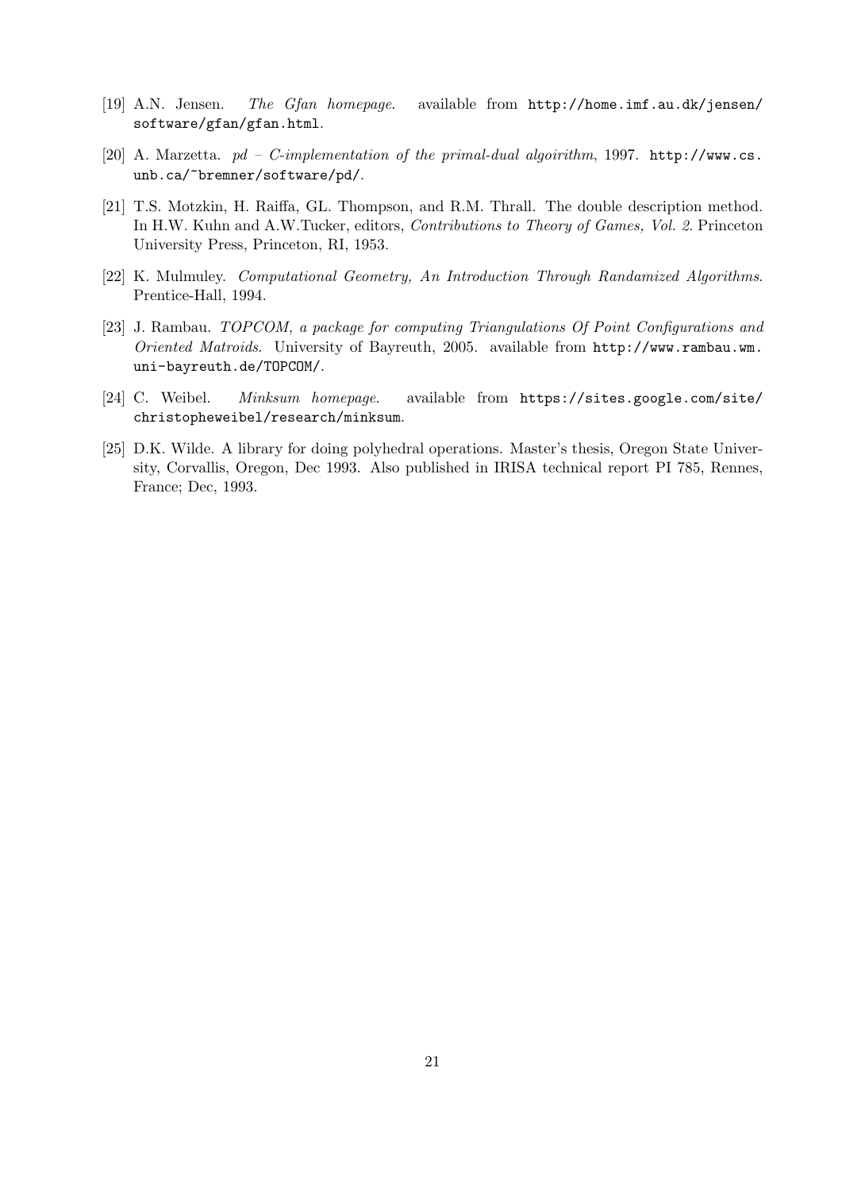[19] A.N. Jensen. *The Gfan homepage*. available from `http://home.imf.au.dk/jensen/software/gfan/gfan.html`.

[20] A. Marzetta. *pd – C-implementation of the primal-dual algoirithm*, 1997. `http://www.cs.unb.ca/~bremner/software/pd/`.

[21] T.S. Motzkin, H. Raiffa, GL. Thompson, and R.M. Thrall. The double description method. In H.W. Kuhn and A.W.Tucker, editors, *Contributions to Theory of Games, Vol. 2*. Princeton University Press, Princeton, RI, 1953.

[22] K. Mulmuley. *Computational Geometry, An Introduction Through Randamized Algorithms*. Prentice-Hall, 1994.

[23] J. Rambau. *TOPCOM, a package for computing Triangulations Of Point Configurations and Oriented Matroids*. University of Bayreuth, 2005. available from `http://www.rambau.wm.uni-bayreuth.de/TOPCOM/`.

[24] C. Weibel. *Minksum homepage*. available from `https://sites.google.com/site/christopheweibel/research/minksum`.

[25] D.K. Wilde. A library for doing polyhedral operations. Master's thesis, Oregon State University, Corvallis, Oregon, Dec 1993. Also published in IRISA technical report PI 785, Rennes, France; Dec, 1993.